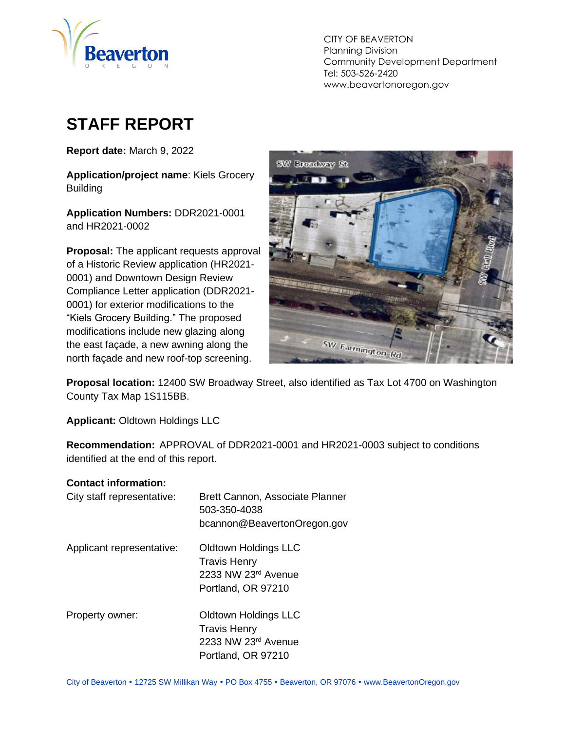CITY OF BEAVERTON
Planning Division
Community Development Department
Tel: 503-526-2420
www.beavertonoregon.gov

# STAFF REPORT

**Report date:** March 9, 2022

**Application/project name**: Kiels Grocery Building

**Application Numbers:** DDR2021-0001 and HR2021-0002

**Proposal:** The applicant requests approval of a Historic Review application (HR2021-0001) and Downtown Design Review Compliance Letter application (DDR2021-0001) for exterior modifications to the "Kiels Grocery Building." The proposed modifications include new glazing along the east façade, a new awning along the north façade and new roof-top screening.

**Proposal location:** 12400 SW Broadway Street, also identified as Tax Lot 4700 on Washington County Tax Map 1S115BB.

**Applicant:** Oldtown Holdings LLC

**Recommendation:** APPROVAL of DDR2021-0001 and HR2021-0003 subject to conditions identified at the end of this report.

**Contact information:**

| | |
|---|---|
| City staff representative: | Brett Cannon, Associate Planner<br>503-350-4038<br>bcannon@BeavertonOregon.gov |
| Applicant representative: | Oldtown Holdings LLC<br>Travis Henry<br>2233 NW 23rd Avenue<br>Portland, OR 97210 |
| Property owner: | Oldtown Holdings LLC<br>Travis Henry<br>2233 NW 23rd Avenue<br>Portland, OR 97210 |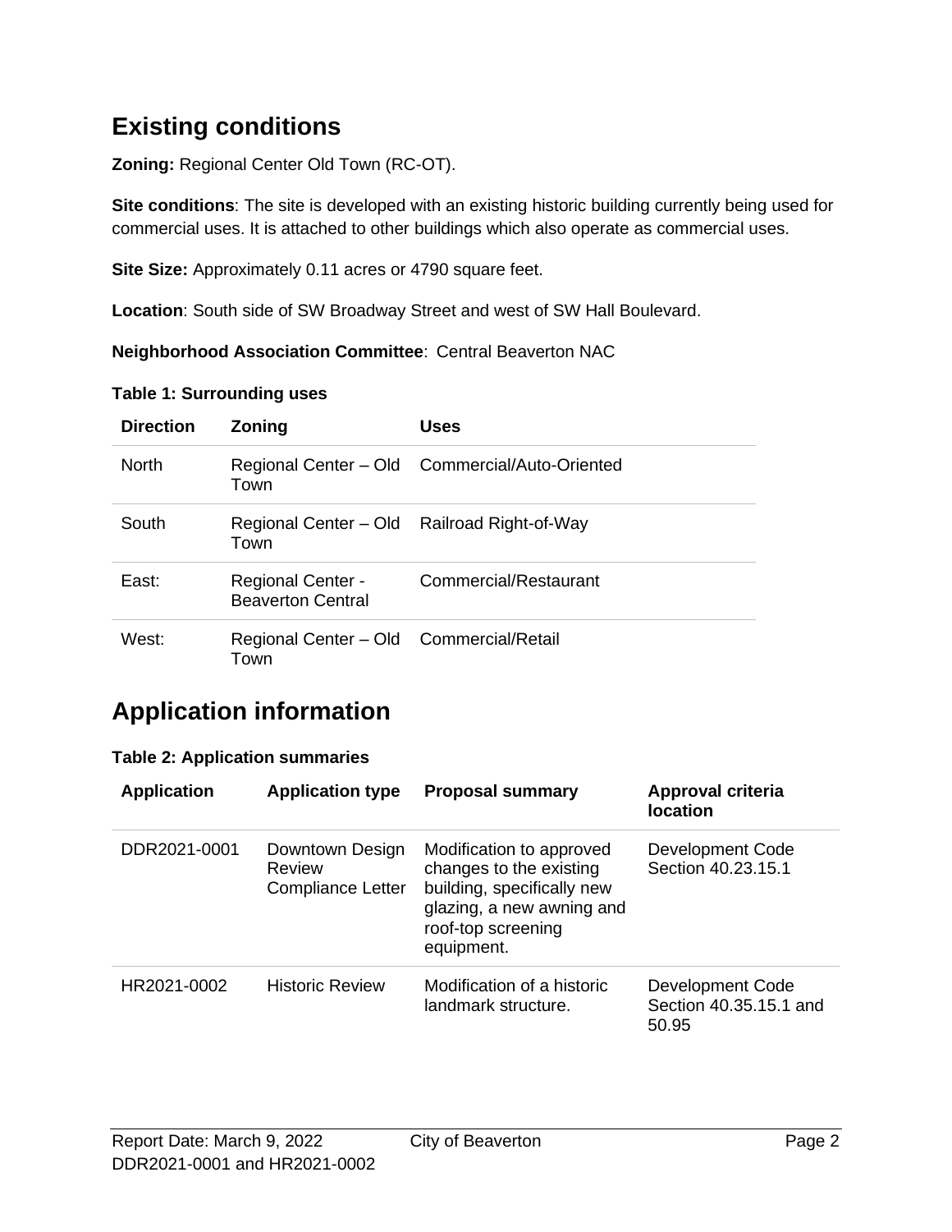## Existing conditions

**Zoning:** Regional Center Old Town (RC-OT).

**Site conditions**: The site is developed with an existing historic building currently being used for commercial uses. It is attached to other buildings which also operate as commercial uses.

**Site Size:** Approximately 0.11 acres or 4790 square feet.

**Location**: South side of SW Broadway Street and west of SW Hall Boulevard.

**Neighborhood Association Committee**: Central Beaverton NAC

**Table 1: Surrounding uses**

| Direction | Zoning | Uses |
|---|---|---|
| North | Regional Center – Old Town | Commercial/Auto-Oriented |
| South | Regional Center – Old Town | Railroad Right-of-Way |
| East: | Regional Center - Beaverton Central | Commercial/Restaurant |
| West: | Regional Center – Old Town | Commercial/Retail |

## Application information

**Table 2: Application summaries**

| Application | Application type | Proposal summary | Approval criteria location |
|---|---|---|---|
| DDR2021-0001 | Downtown Design Review Compliance Letter | Modification to approved changes to the existing building, specifically new glazing, a new awning and roof-top screening equipment. | Development Code Section 40.23.15.1 |
| HR2021-0002 | Historic Review | Modification of a historic landmark structure. | Development Code Section 40.35.15.1 and 50.95 |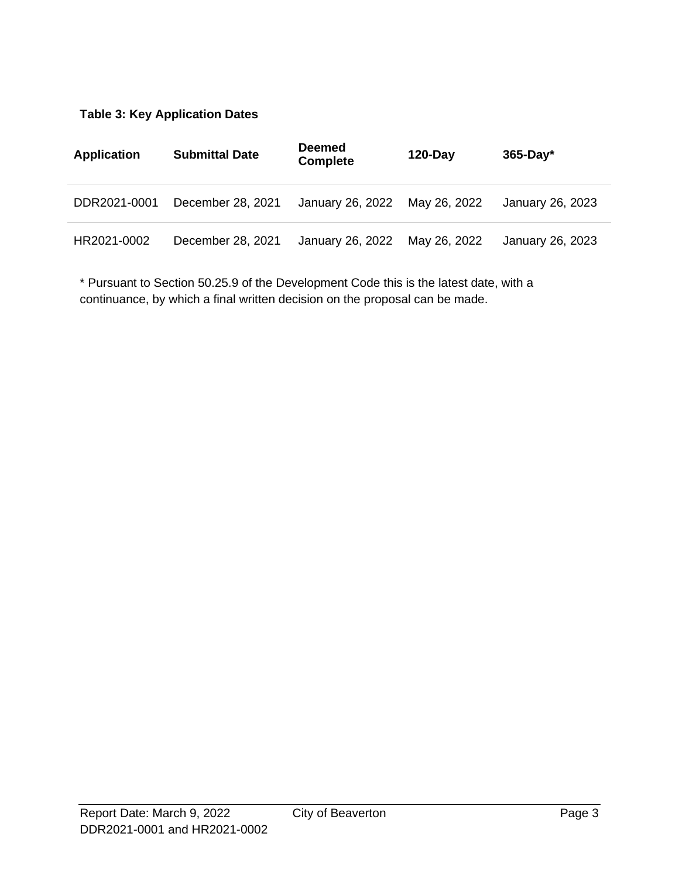**Table 3: Key Application Dates**

| Application | Submittal Date | Deemed Complete | 120-Day | 365-Day* |
|---|---|---|---|---|
| DDR2021-0001 | December 28, 2021 | January 26, 2022 | May 26, 2022 | January 26, 2023 |
| HR2021-0002 | December 28, 2021 | January 26, 2022 | May 26, 2022 | January 26, 2023 |

* Pursuant to Section 50.25.9 of the Development Code this is the latest date, with a continuance, by which a final written decision on the proposal can be made.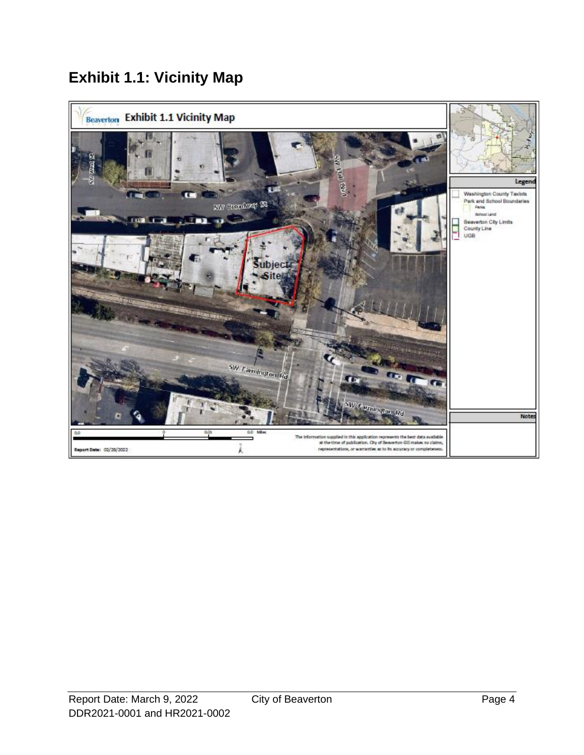# Exhibit 1.1: Vicinity Map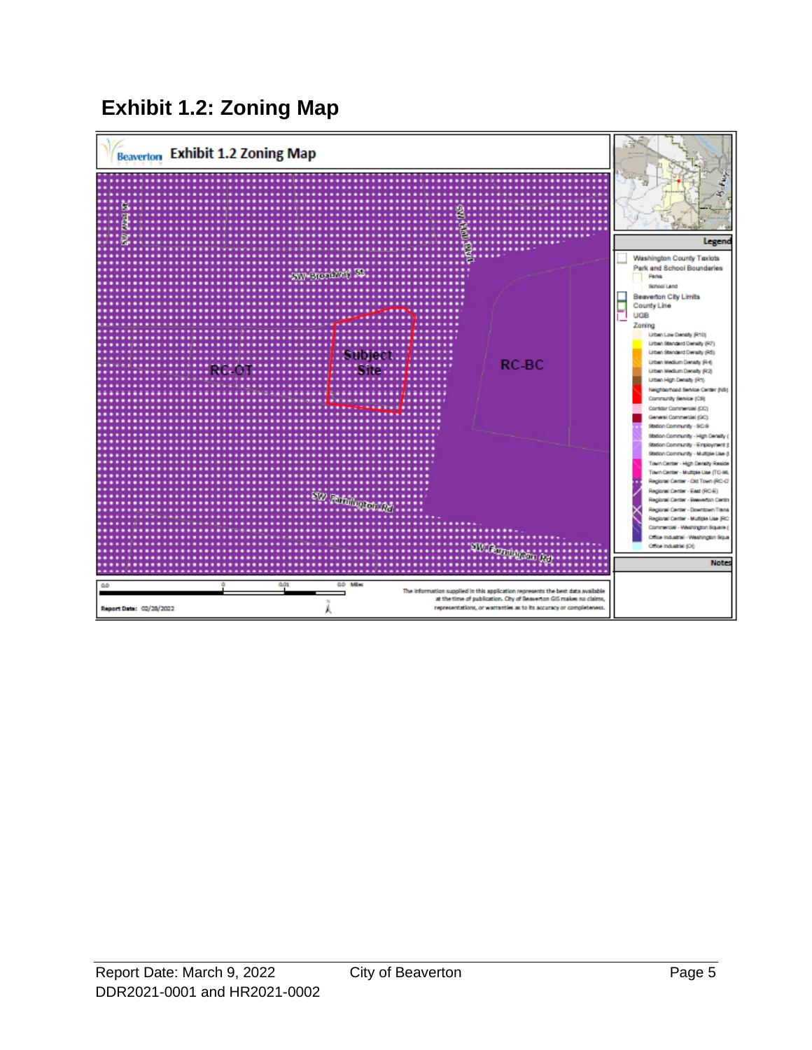## Exhibit 1.2: Zoning Map

Beaverton Exhibit 1.2 Zoning Map

SW West St

SW Hall Blvd

SW Broadway St

Subject Site

RC-OT

RC-BC

SW Farmington Rd

SW Farmington Rd

Legend

Washington County Taxlots

Park and School Boundaries

Parks

School Land

Beaverton City Limits

County Line

UGB

Zoning

Urban Low Density (R10)

Urban Standard Density (R7)

Urban Standard Density (R5)

Urban Medium Density (R4)

Urban Medium Density (R2)

Urban High Density (R1)

Neighborhood Service Center (NS)

Community Service (CS)

Corridor Commercial (CC)

General Commercial (GC)

Station Community - SC-S

Station Community - High Density (

Station Community - Employment (

Station Community - Multiple Use (

Town Center - High Density Reside

Town Center - Multiple Use (TC-MU

Regional Center - Old Town (RC-O

Regional Center - East (RC-E)

Regional Center - Beaverton Centr

Regional Center - Downtown Trans

Regional Center - Multiple Use (RC

Commercial - Washington Square (

Office Industrial - Washington Squa

Office Industrial (OI)

Notes

0.0 0 0.01 0.0 Miles

Report Date: 02/28/2022

The information supplied in this application represents the best data available at the time of publication. City of Beaverton GIS makes no claims, representations, or warranties as to its accuracy or completeness.

Report Date: March 9, 2022
DDR2021-0001 and HR2021-0002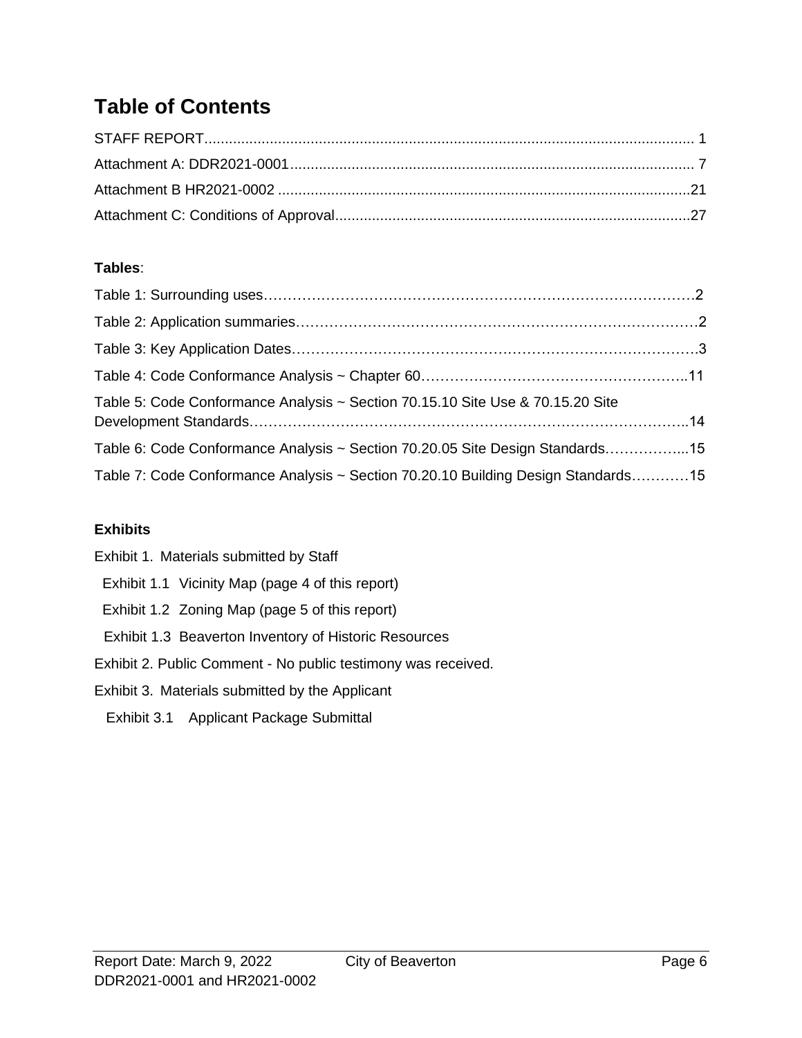# Table of Contents

STAFF REPORT...................................................................................................................... 1

Attachment A: DDR2021-0001.................................................................................................. 7

Attachment B HR2021-0002 ....................................................................................................21

Attachment C: Conditions of Approval......................................................................................27

**Tables**:

Table 1: Surrounding uses………………………………………………………………………………2

Table 2: Application summaries…………………………………………………………………………2

Table 3: Key Application Dates…………………………………………………………………………3

Table 4: Code Conformance Analysis ~ Chapter 60………………………………………………..11

Table 5: Code Conformance Analysis ~ Section 70.15.10 Site Use & 70.15.20 Site Development Standards……………………………………………………………………………………..14

Table 6: Code Conformance Analysis ~ Section 70.20.05 Site Design Standards……………...15

Table 7: Code Conformance Analysis ~ Section 70.20.10 Building Design Standards…………15

**Exhibits**

Exhibit 1. Materials submitted by Staff

- Exhibit 1.1 Vicinity Map (page 4 of this report)
- Exhibit 1.2 Zoning Map (page 5 of this report)
- Exhibit 1.3 Beaverton Inventory of Historic Resources

Exhibit 2. Public Comment - No public testimony was received.

Exhibit 3. Materials submitted by the Applicant

- Exhibit 3.1 Applicant Package Submittal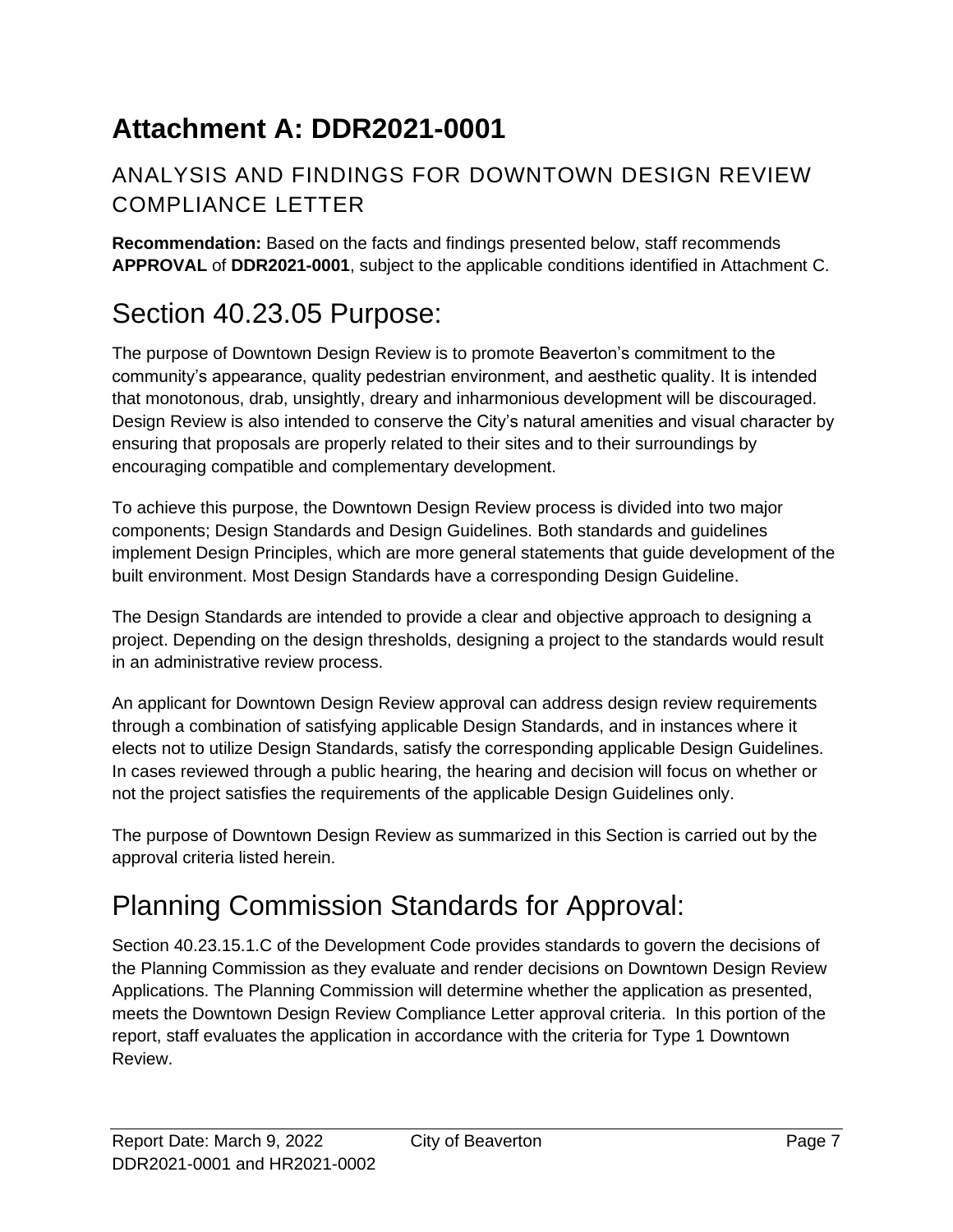# Attachment A: DDR2021-0001

## ANALYSIS AND FINDINGS FOR DOWNTOWN DESIGN REVIEW COMPLIANCE LETTER

**Recommendation:** Based on the facts and findings presented below, staff recommends **APPROVAL** of **DDR2021-0001**, subject to the applicable conditions identified in Attachment C.

# Section 40.23.05 Purpose:

The purpose of Downtown Design Review is to promote Beaverton's commitment to the community's appearance, quality pedestrian environment, and aesthetic quality. It is intended that monotonous, drab, unsightly, dreary and inharmonious development will be discouraged. Design Review is also intended to conserve the City's natural amenities and visual character by ensuring that proposals are properly related to their sites and to their surroundings by encouraging compatible and complementary development.

To achieve this purpose, the Downtown Design Review process is divided into two major components; Design Standards and Design Guidelines. Both standards and guidelines implement Design Principles, which are more general statements that guide development of the built environment. Most Design Standards have a corresponding Design Guideline.

The Design Standards are intended to provide a clear and objective approach to designing a project. Depending on the design thresholds, designing a project to the standards would result in an administrative review process.

An applicant for Downtown Design Review approval can address design review requirements through a combination of satisfying applicable Design Standards, and in instances where it elects not to utilize Design Standards, satisfy the corresponding applicable Design Guidelines. In cases reviewed through a public hearing, the hearing and decision will focus on whether or not the project satisfies the requirements of the applicable Design Guidelines only.

The purpose of Downtown Design Review as summarized in this Section is carried out by the approval criteria listed herein.

# Planning Commission Standards for Approval:

Section 40.23.15.1.C of the Development Code provides standards to govern the decisions of the Planning Commission as they evaluate and render decisions on Downtown Design Review Applications. The Planning Commission will determine whether the application as presented, meets the Downtown Design Review Compliance Letter approval criteria. In this portion of the report, staff evaluates the application in accordance with the criteria for Type 1 Downtown Review.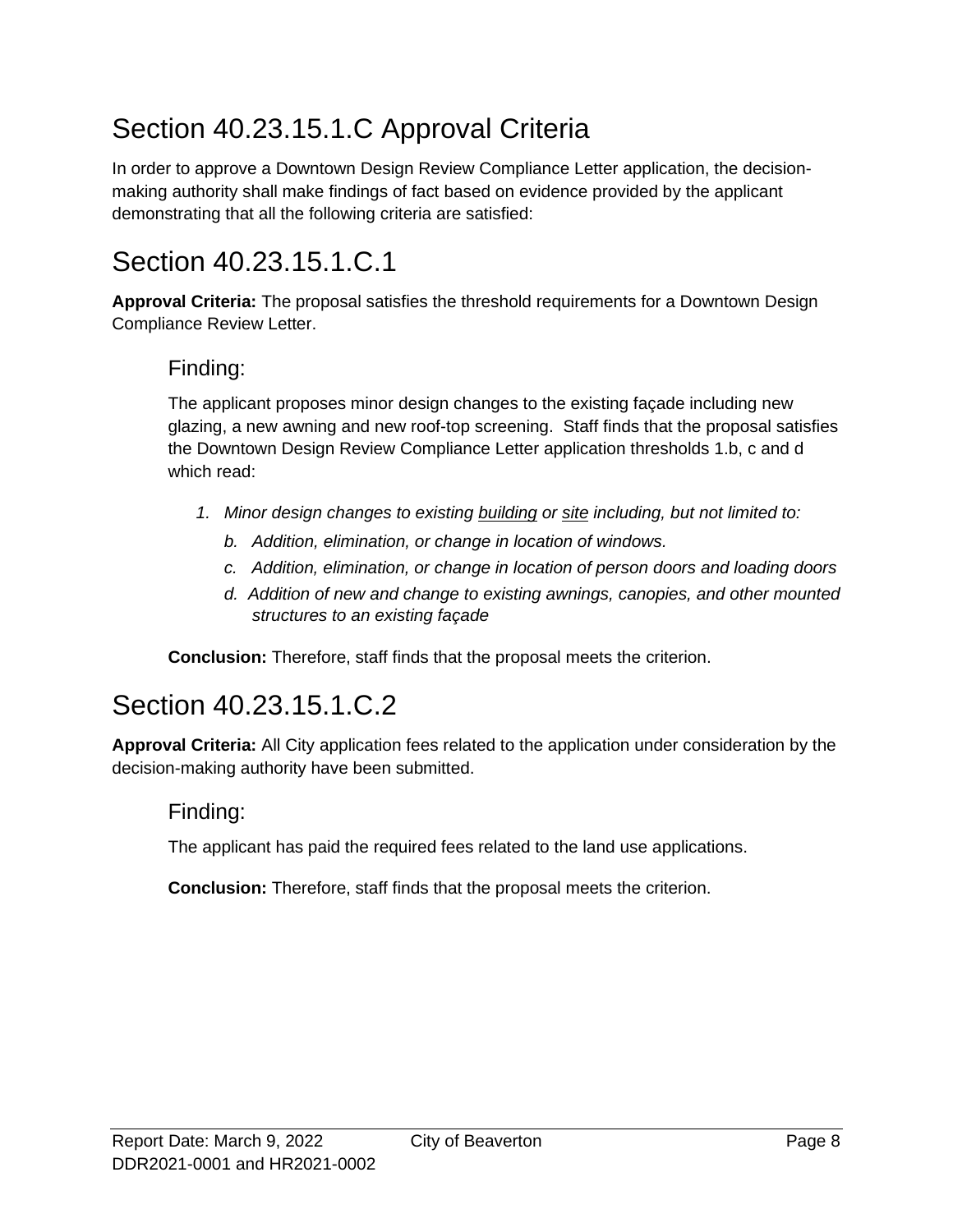## Section 40.23.15.1.C Approval Criteria

In order to approve a Downtown Design Review Compliance Letter application, the decision-making authority shall make findings of fact based on evidence provided by the applicant demonstrating that all the following criteria are satisfied:

## Section 40.23.15.1.C.1

**Approval Criteria:** The proposal satisfies the threshold requirements for a Downtown Design Compliance Review Letter.

### Finding:

The applicant proposes minor design changes to the existing façade including new glazing, a new awning and new roof-top screening. Staff finds that the proposal satisfies the Downtown Design Review Compliance Letter application thresholds 1.b, c and d which read:

1. *Minor design changes to existing <u>building</u> or <u>site</u> including, but not limited to:*
   - b. *Addition, elimination, or change in location of windows.*
   - c. *Addition, elimination, or change in location of person doors and loading doors*
   - d. *Addition of new and change to existing awnings, canopies, and other mounted structures to an existing façade*

**Conclusion:** Therefore, staff finds that the proposal meets the criterion.

## Section 40.23.15.1.C.2

**Approval Criteria:** All City application fees related to the application under consideration by the decision-making authority have been submitted.

### Finding:

The applicant has paid the required fees related to the land use applications.

**Conclusion:** Therefore, staff finds that the proposal meets the criterion.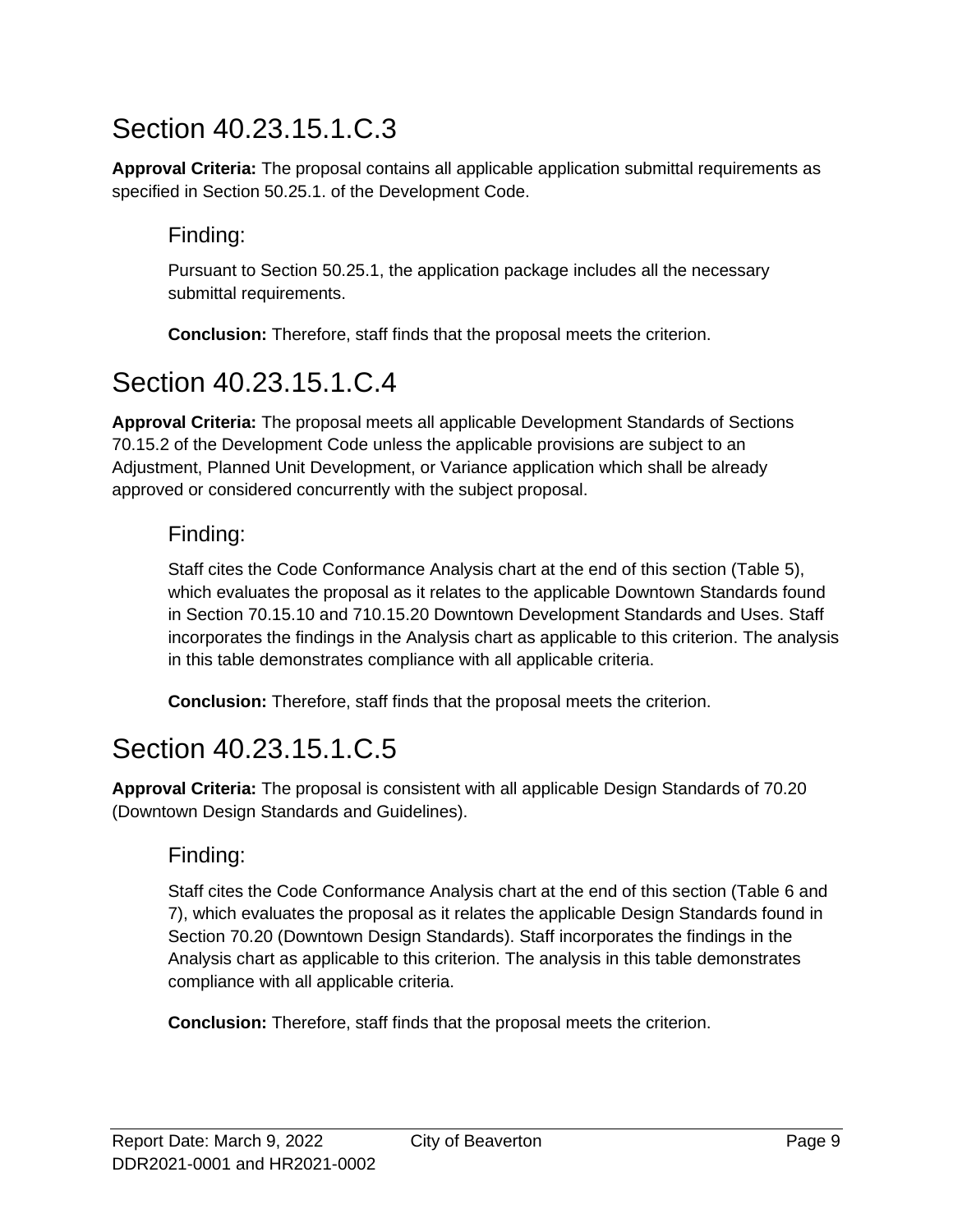## Section 40.23.15.1.C.3

**Approval Criteria:** The proposal contains all applicable application submittal requirements as specified in Section 50.25.1. of the Development Code.

### Finding:

Pursuant to Section 50.25.1, the application package includes all the necessary submittal requirements.

**Conclusion:** Therefore, staff finds that the proposal meets the criterion.

## Section 40.23.15.1.C.4

**Approval Criteria:** The proposal meets all applicable Development Standards of Sections 70.15.2 of the Development Code unless the applicable provisions are subject to an Adjustment, Planned Unit Development, or Variance application which shall be already approved or considered concurrently with the subject proposal.

### Finding:

Staff cites the Code Conformance Analysis chart at the end of this section (Table 5), which evaluates the proposal as it relates to the applicable Downtown Standards found in Section 70.15.10 and 710.15.20 Downtown Development Standards and Uses. Staff incorporates the findings in the Analysis chart as applicable to this criterion. The analysis in this table demonstrates compliance with all applicable criteria.

**Conclusion:** Therefore, staff finds that the proposal meets the criterion.

## Section 40.23.15.1.C.5

**Approval Criteria:** The proposal is consistent with all applicable Design Standards of 70.20 (Downtown Design Standards and Guidelines).

### Finding:

Staff cites the Code Conformance Analysis chart at the end of this section (Table 6 and 7), which evaluates the proposal as it relates the applicable Design Standards found in Section 70.20 (Downtown Design Standards). Staff incorporates the findings in the Analysis chart as applicable to this criterion. The analysis in this table demonstrates compliance with all applicable criteria.

**Conclusion:** Therefore, staff finds that the proposal meets the criterion.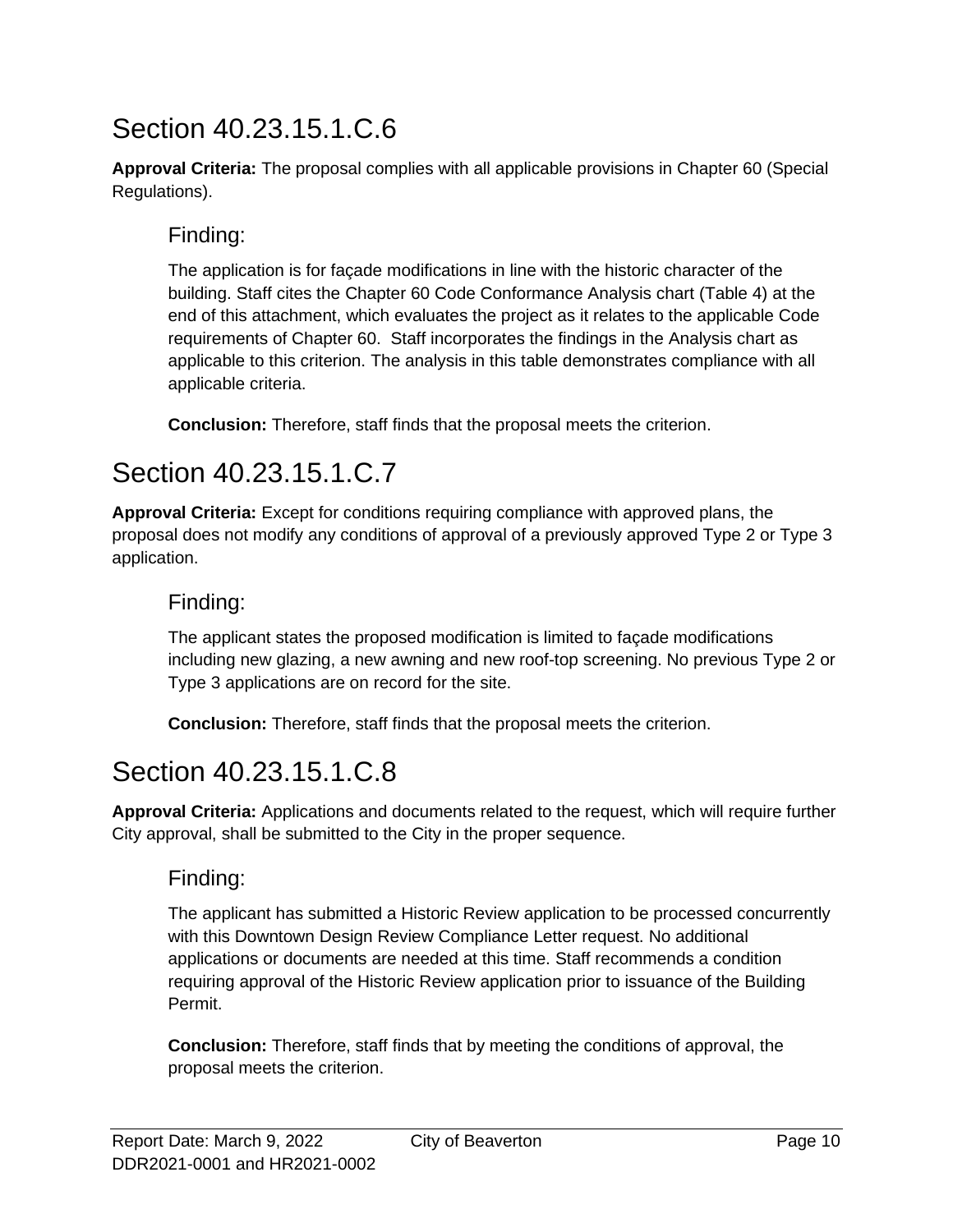## Section 40.23.15.1.C.6

**Approval Criteria:** The proposal complies with all applicable provisions in Chapter 60 (Special Regulations).

### Finding:

The application is for façade modifications in line with the historic character of the building. Staff cites the Chapter 60 Code Conformance Analysis chart (Table 4) at the end of this attachment, which evaluates the project as it relates to the applicable Code requirements of Chapter 60. Staff incorporates the findings in the Analysis chart as applicable to this criterion. The analysis in this table demonstrates compliance with all applicable criteria.

**Conclusion:** Therefore, staff finds that the proposal meets the criterion.

## Section 40.23.15.1.C.7

**Approval Criteria:** Except for conditions requiring compliance with approved plans, the proposal does not modify any conditions of approval of a previously approved Type 2 or Type 3 application.

### Finding:

The applicant states the proposed modification is limited to façade modifications including new glazing, a new awning and new roof-top screening. No previous Type 2 or Type 3 applications are on record for the site.

**Conclusion:** Therefore, staff finds that the proposal meets the criterion.

## Section 40.23.15.1.C.8

**Approval Criteria:** Applications and documents related to the request, which will require further City approval, shall be submitted to the City in the proper sequence.

### Finding:

The applicant has submitted a Historic Review application to be processed concurrently with this Downtown Design Review Compliance Letter request. No additional applications or documents are needed at this time. Staff recommends a condition requiring approval of the Historic Review application prior to issuance of the Building Permit.

**Conclusion:** Therefore, staff finds that by meeting the conditions of approval, the proposal meets the criterion.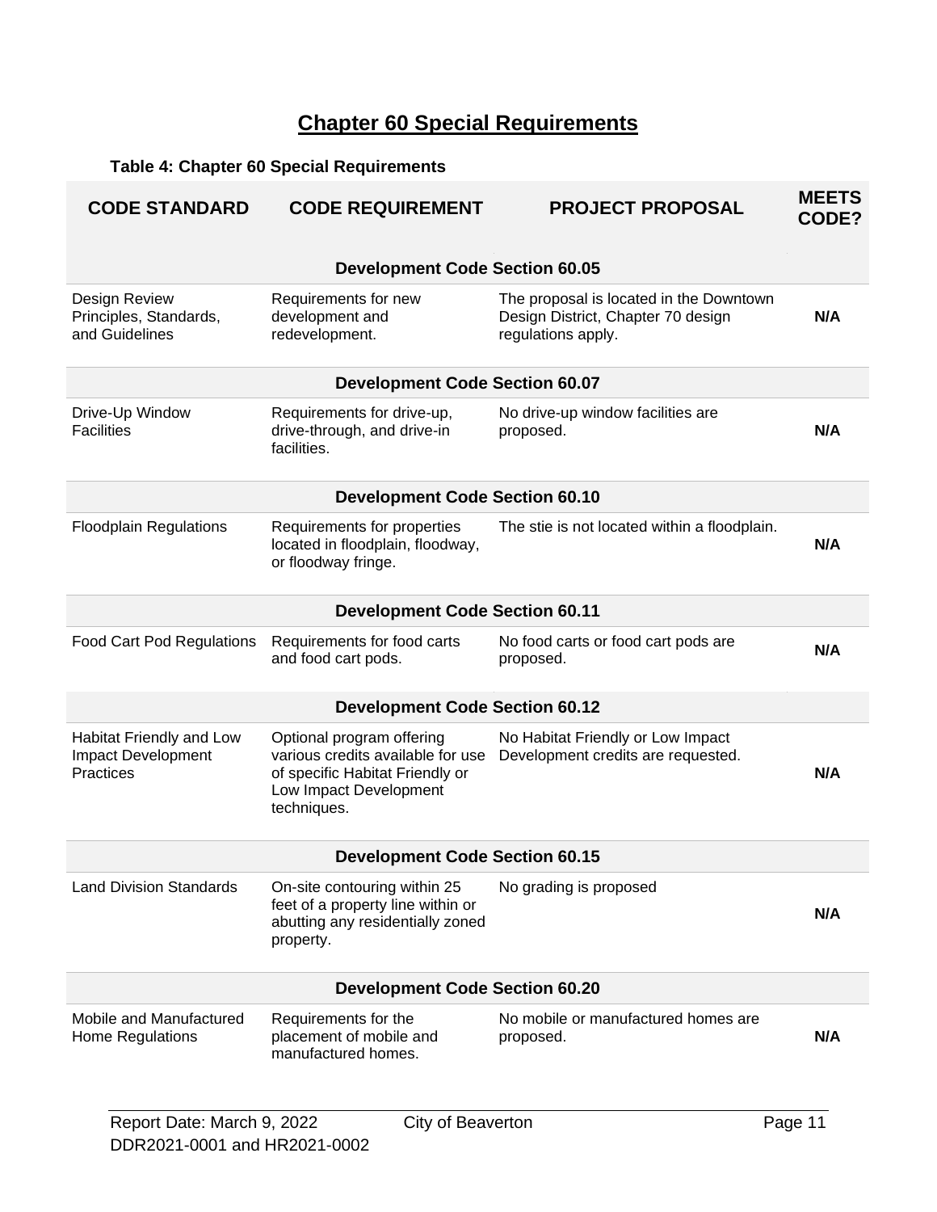# Chapter 60 Special Requirements

**Table 4: Chapter 60 Special Requirements**

| CODE STANDARD | CODE REQUIREMENT | PROJECT PROPOSAL | MEETS CODE? |
|---|---|---|---|
| **Development Code Section 60.05** | | | |
| Design Review Principles, Standards, and Guidelines | Requirements for new development and redevelopment. | The proposal is located in the Downtown Design District, Chapter 70 design regulations apply. | **N/A** |
| **Development Code Section 60.07** | | | |
| Drive-Up Window Facilities | Requirements for drive-up, drive-through, and drive-in facilities. | No drive-up window facilities are proposed. | **N/A** |
| **Development Code Section 60.10** | | | |
| Floodplain Regulations | Requirements for properties located in floodplain, floodway, or floodway fringe. | The stie is not located within a floodplain. | **N/A** |
| **Development Code Section 60.11** | | | |
| Food Cart Pod Regulations | Requirements for food carts and food cart pods. | No food carts or food cart pods are proposed. | **N/A** |
| **Development Code Section 60.12** | | | |
| Habitat Friendly and Low Impact Development Practices | Optional program offering various credits available for use of specific Habitat Friendly or Low Impact Development techniques. | No Habitat Friendly or Low Impact Development credits are requested. | **N/A** |
| **Development Code Section 60.15** | | | |
| Land Division Standards | On-site contouring within 25 feet of a property line within or abutting any residentially zoned property. | No grading is proposed | **N/A** |
| **Development Code Section 60.20** | | | |
| Mobile and Manufactured Home Regulations | Requirements for the placement of mobile and manufactured homes. | No mobile or manufactured homes are proposed. | **N/A** |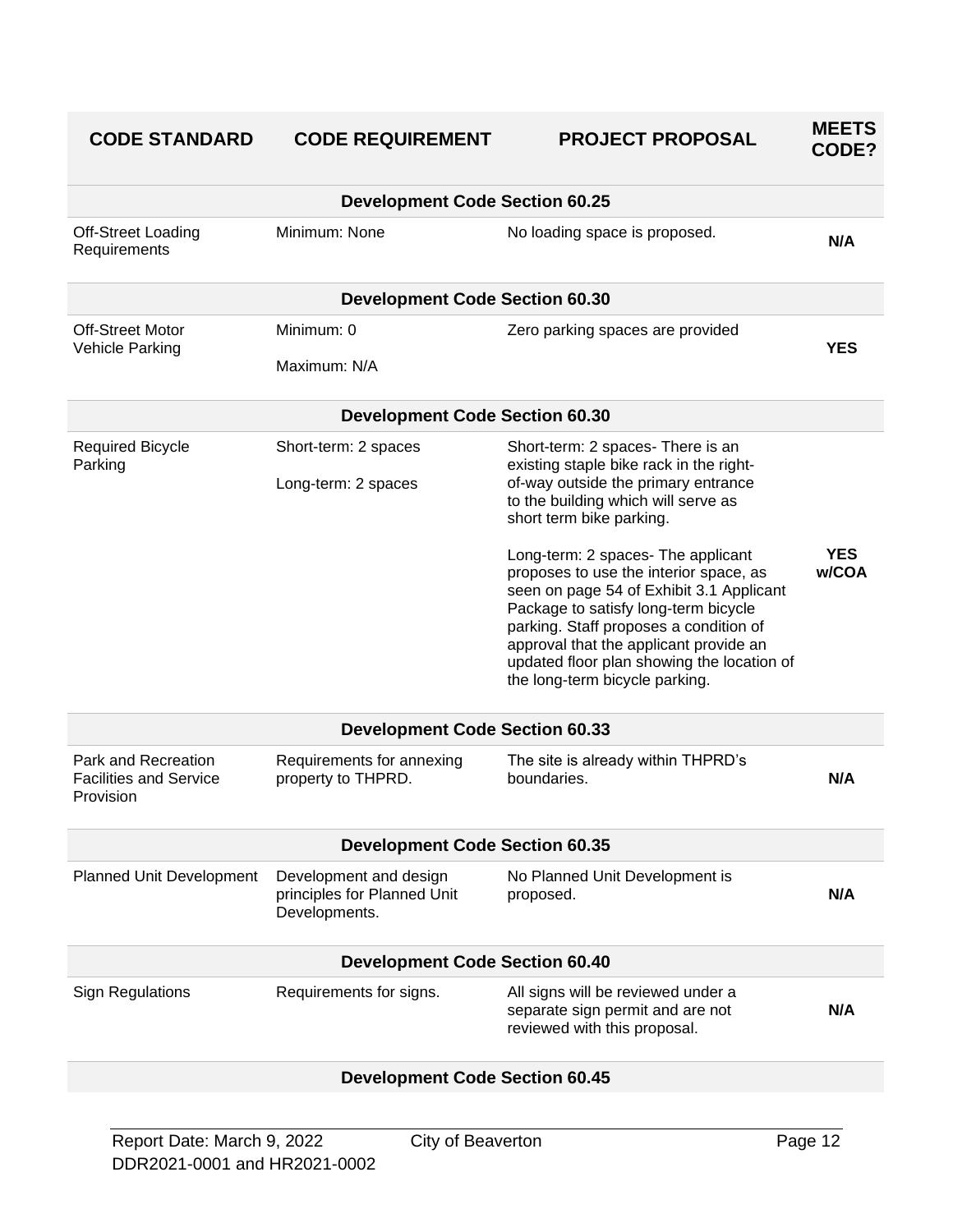| CODE STANDARD | CODE REQUIREMENT | PROJECT PROPOSAL | MEETS CODE? |
|---|---|---|---|
| **Development Code Section 60.25** | | | |
| Off-Street Loading Requirements | Minimum: None | No loading space is proposed. | **N/A** |
| **Development Code Section 60.30** | | | |
| Off-Street Motor Vehicle Parking | Minimum: 0<br><br>Maximum: N/A | Zero parking spaces are provided | **YES** |
| **Development Code Section 60.30** | | | |
| Required Bicycle Parking | Short-term: 2 spaces<br><br>Long-term: 2 spaces | Short-term: 2 spaces- There is an existing staple bike rack in the right-of-way outside the primary entrance to the building which will serve as short term bike parking.<br><br>Long-term: 2 spaces- The applicant proposes to use the interior space, as seen on page 54 of Exhibit 3.1 Applicant Package to satisfy long-term bicycle parking. Staff proposes a condition of approval that the applicant provide an updated floor plan showing the location of the long-term bicycle parking. | **YES w/COA** |
| **Development Code Section 60.33** | | | |
| Park and Recreation Facilities and Service Provision | Requirements for annexing property to THPRD. | The site is already within THPRD's boundaries. | **N/A** |
| **Development Code Section 60.35** | | | |
| Planned Unit Development | Development and design principles for Planned Unit Developments. | No Planned Unit Development is proposed. | **N/A** |
| **Development Code Section 60.40** | | | |
| Sign Regulations | Requirements for signs. | All signs will be reviewed under a separate sign permit and are not reviewed with this proposal. | **N/A** |
| **Development Code Section 60.45** | | | |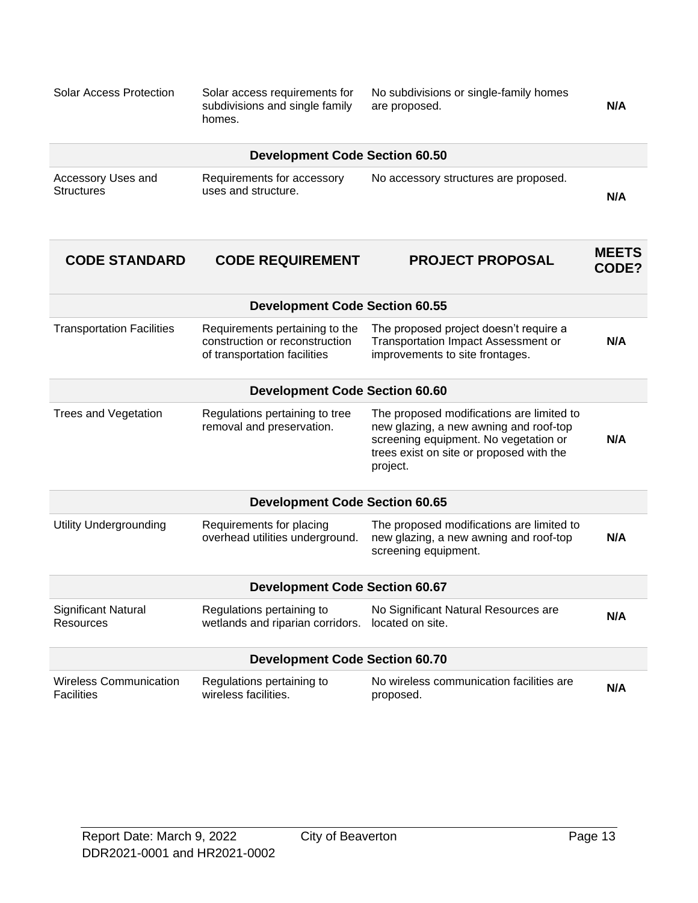| CODE STANDARD | CODE REQUIREMENT | PROJECT PROPOSAL | MEETS CODE? |
|---|---|---|---|
| Solar Access Protection | Solar access requirements for subdivisions and single family homes. | No subdivisions or single-family homes are proposed. | **N/A** |
| | **Development Code Section 60.50** | | |
| Accessory Uses and Structures | Requirements for accessory uses and structure. | No accessory structures are proposed. | **N/A** |

| CODE STANDARD | CODE REQUIREMENT | PROJECT PROPOSAL | MEETS CODE? |
|---|---|---|---|
| | **Development Code Section 60.55** | | |
| Transportation Facilities | Requirements pertaining to the construction or reconstruction of transportation facilities | The proposed project doesn't require a Transportation Impact Assessment or improvements to site frontages. | **N/A** |
| | **Development Code Section 60.60** | | |
| Trees and Vegetation | Regulations pertaining to tree removal and preservation. | The proposed modifications are limited to new glazing, a new awning and roof-top screening equipment. No vegetation or trees exist on site or proposed with the project. | **N/A** |
| | **Development Code Section 60.65** | | |
| Utility Undergrounding | Requirements for placing overhead utilities underground. | The proposed modifications are limited to new glazing, a new awning and roof-top screening equipment. | **N/A** |
| | **Development Code Section 60.67** | | |
| Significant Natural Resources | Regulations pertaining to wetlands and riparian corridors. | No Significant Natural Resources are located on site. | **N/A** |
| | **Development Code Section 60.70** | | |
| Wireless Communication Facilities | Regulations pertaining to wireless facilities. | No wireless communication facilities are proposed. | **N/A** |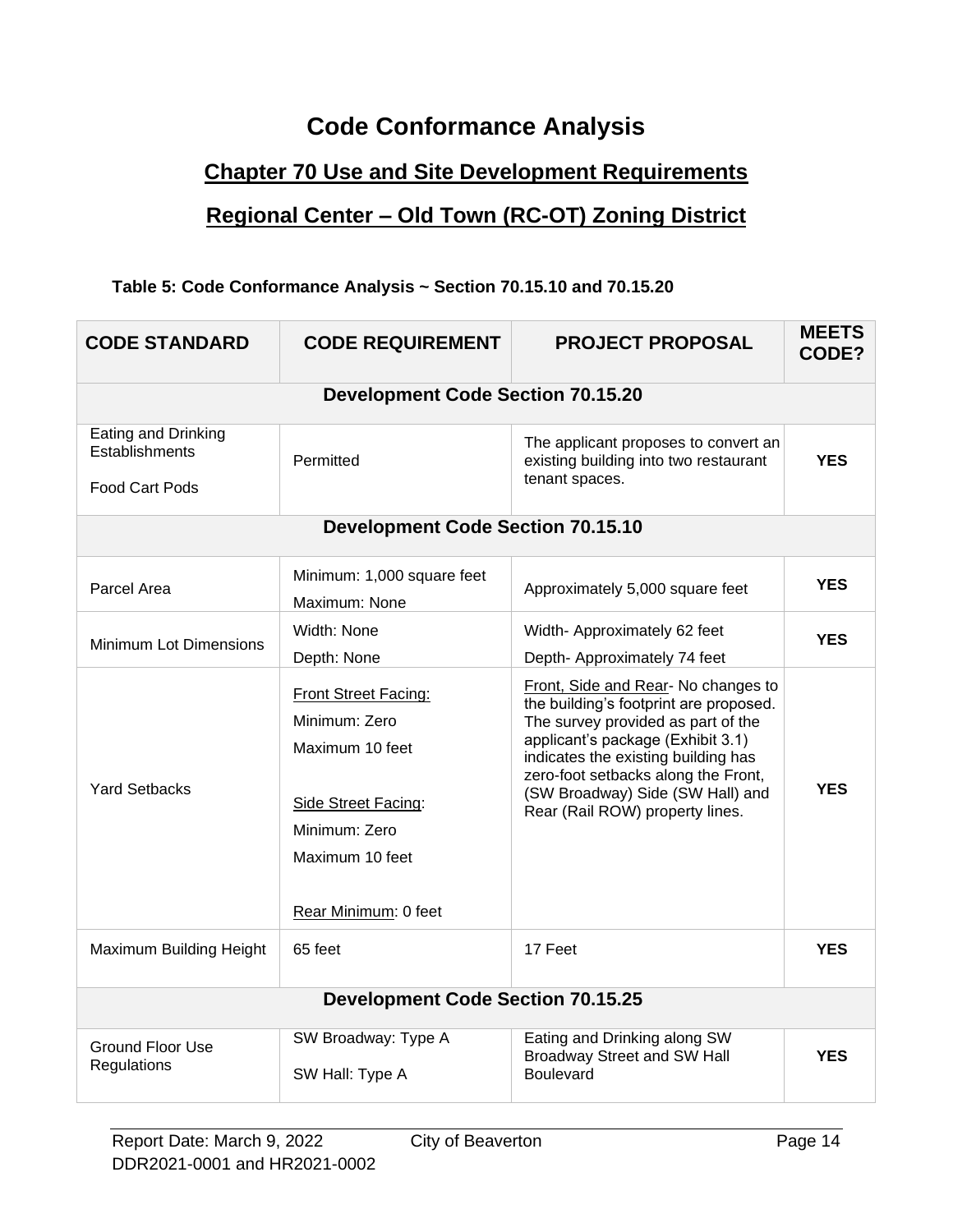# Code Conformance Analysis

## Chapter 70 Use and Site Development Requirements

## Regional Center – Old Town (RC-OT) Zoning District

**Table 5: Code Conformance Analysis ~ Section 70.15.10 and 70.15.20**

| CODE STANDARD | CODE REQUIREMENT | PROJECT PROPOSAL | MEETS CODE? |
|---|---|---|---|
| **Development Code Section 70.15.20** | | | |
| Eating and Drinking Establishments<br><br>Food Cart Pods | Permitted | The applicant proposes to convert an existing building into two restaurant tenant spaces. | **YES** |
| **Development Code Section 70.15.10** | | | |
| Parcel Area | Minimum: 1,000 square feet<br>Maximum: None | Approximately 5,000 square feet | **YES** |
| Minimum Lot Dimensions | Width: None<br>Depth: None | Width- Approximately 62 feet<br>Depth- Approximately 74 feet | **YES** |
| Yard Setbacks | Front Street Facing:<br>Minimum: Zero<br>Maximum 10 feet<br><br>Side Street Facing:<br>Minimum: Zero<br>Maximum 10 feet<br><br>Rear Minimum: 0 feet | Front, Side and Rear- No changes to the building's footprint are proposed. The survey provided as part of the applicant's package (Exhibit 3.1) indicates the existing building has zero-foot setbacks along the Front, (SW Broadway) Side (SW Hall) and Rear (Rail ROW) property lines. | **YES** |
| Maximum Building Height | 65 feet | 17 Feet | **YES** |
| **Development Code Section 70.15.25** | | | |
| Ground Floor Use Regulations | SW Broadway: Type A<br><br>SW Hall: Type A | Eating and Drinking along SW Broadway Street and SW Hall Boulevard | **YES** |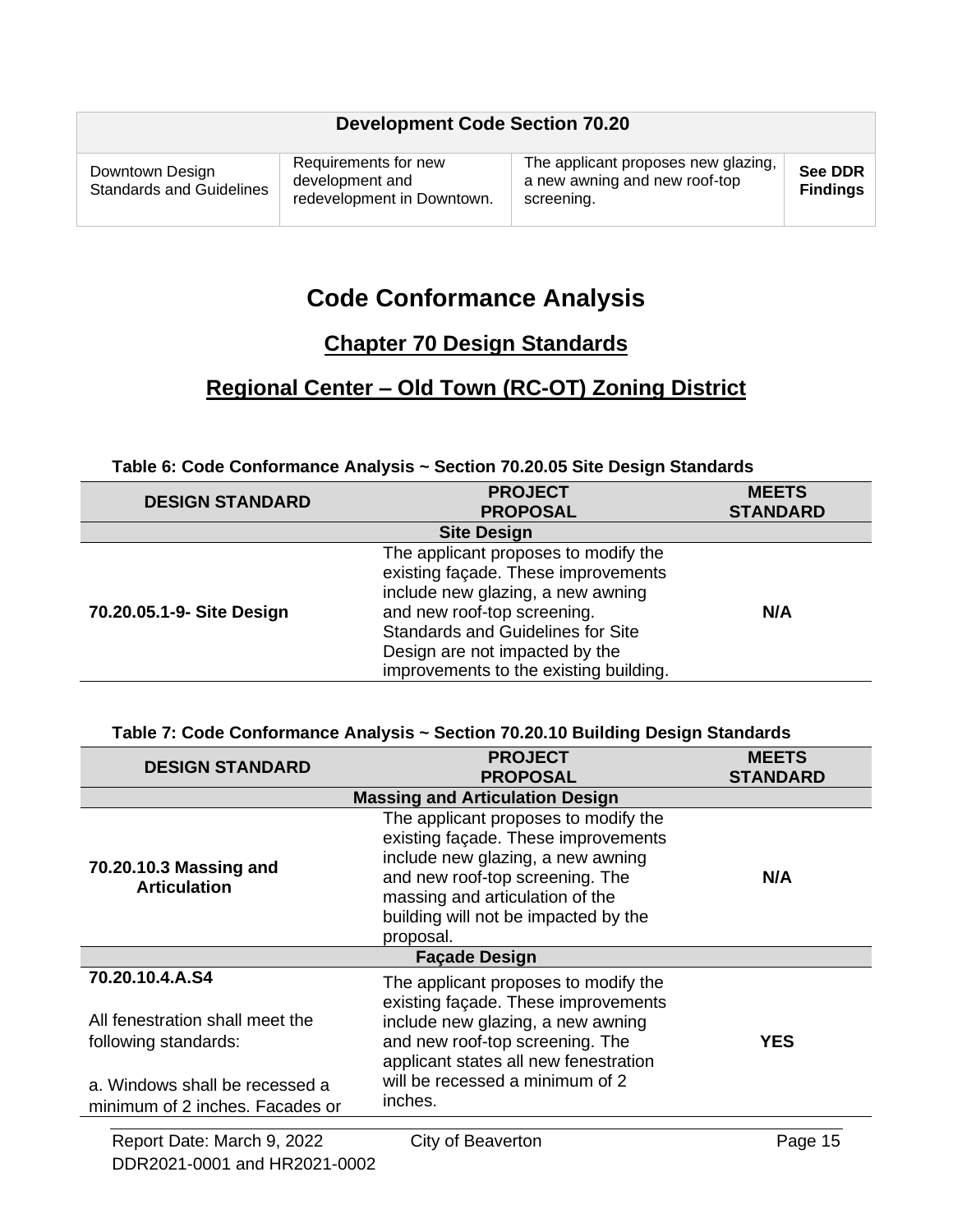| Development Code Section 70.20 | | | |
|---|---|---|---|
| Downtown Design Standards and Guidelines | Requirements for new development and redevelopment in Downtown. | The applicant proposes new glazing, a new awning and new roof-top screening. | **See DDR Findings** |

# Code Conformance Analysis

## Chapter 70 Design Standards

## Regional Center – Old Town (RC-OT) Zoning District

**Table 6: Code Conformance Analysis ~ Section 70.20.05 Site Design Standards**

| DESIGN STANDARD | PROJECT PROPOSAL | MEETS STANDARD |
|---|---|---|
| | **Site Design** | |
| **70.20.05.1-9- Site Design** | The applicant proposes to modify the existing façade. These improvements include new glazing, a new awning and new roof-top screening. Standards and Guidelines for Site Design are not impacted by the improvements to the existing building. | **N/A** |

**Table 7: Code Conformance Analysis ~ Section 70.20.10 Building Design Standards**

| DESIGN STANDARD | PROJECT PROPOSAL | MEETS STANDARD |
|---|---|---|
| | **Massing and Articulation Design** | |
| **70.20.10.3 Massing and Articulation** | The applicant proposes to modify the existing façade. These improvements include new glazing, a new awning and new roof-top screening. The massing and articulation of the building will not be impacted by the proposal. | **N/A** |
| | **Façade Design** | |
| **70.20.10.4.A.S4**<br><br>All fenestration shall meet the following standards:<br><br>a. Windows shall be recessed a minimum of 2 inches. Facades or | The applicant proposes to modify the existing façade. These improvements include new glazing, a new awning and new roof-top screening. The applicant states all new fenestration will be recessed a minimum of 2 inches. | **YES** |

Report Date: March 9, 2022 City of Beaverton
DDR2021-0001 and HR2021-0002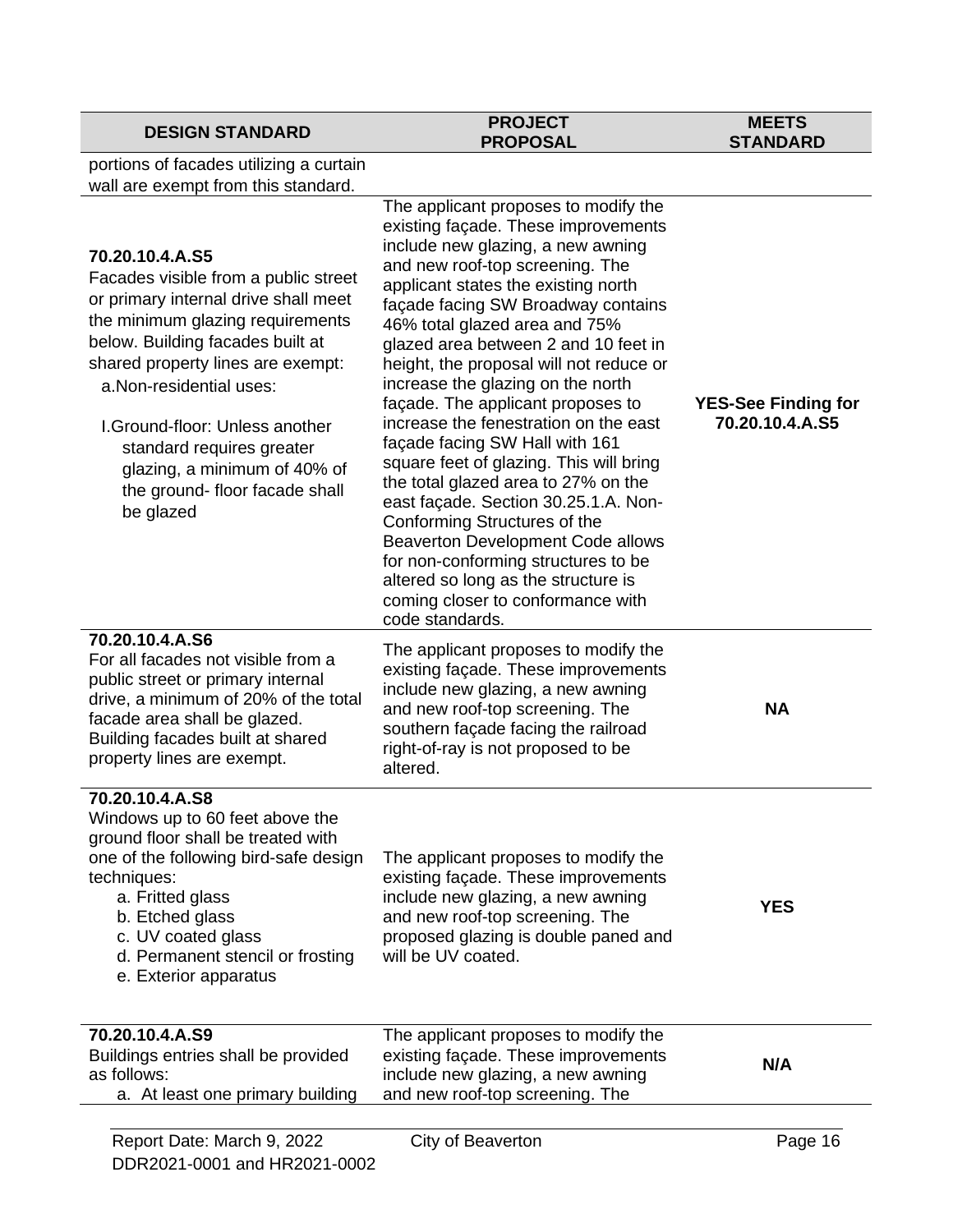| DESIGN STANDARD | PROJECT PROPOSAL | MEETS STANDARD |
|---|---|---|
| portions of facades utilizing a curtain wall are exempt from this standard. | | |
| **70.20.10.4.A.S5**<br>Facades visible from a public street or primary internal drive shall meet the minimum glazing requirements below. Building facades built at shared property lines are exempt:<br>a. Non-residential uses:<br>I. Ground-floor: Unless another standard requires greater glazing, a minimum of 40% of the ground- floor facade shall be glazed | The applicant proposes to modify the existing façade. These improvements include new glazing, a new awning and new roof-top screening. The applicant states the existing north façade facing SW Broadway contains 46% total glazed area and 75% glazed area between 2 and 10 feet in height, the proposal will not reduce or increase the glazing on the north façade. The applicant proposes to increase the fenestration on the east façade facing SW Hall with 161 square feet of glazing. This will bring the total glazed area to 27% on the east façade. Section 30.25.1.A. Non-Conforming Structures of the Beaverton Development Code allows for non-conforming structures to be altered so long as the structure is coming closer to conformance with code standards. | **YES-See Finding for 70.20.10.4.A.S5** |
| **70.20.10.4.A.S6**<br>For all facades not visible from a public street or primary internal drive, a minimum of 20% of the total facade area shall be glazed. Building facades built at shared property lines are exempt. | The applicant proposes to modify the existing façade. These improvements include new glazing, a new awning and new roof-top screening. The southern façade facing the railroad right-of-ray is not proposed to be altered. | **NA** |
| **70.20.10.4.A.S8**<br>Windows up to 60 feet above the ground floor shall be treated with one of the following bird-safe design techniques:<br>a. Fritted glass<br>b. Etched glass<br>c. UV coated glass<br>d. Permanent stencil or frosting<br>e. Exterior apparatus | The applicant proposes to modify the existing façade. These improvements include new glazing, a new awning and new roof-top screening. The proposed glazing is double paned and will be UV coated. | **YES** |
| **70.20.10.4.A.S9**<br>Buildings entries shall be provided as follows:<br>a. At least one primary building | The applicant proposes to modify the existing façade. These improvements include new glazing, a new awning and new roof-top screening. The | **N/A** |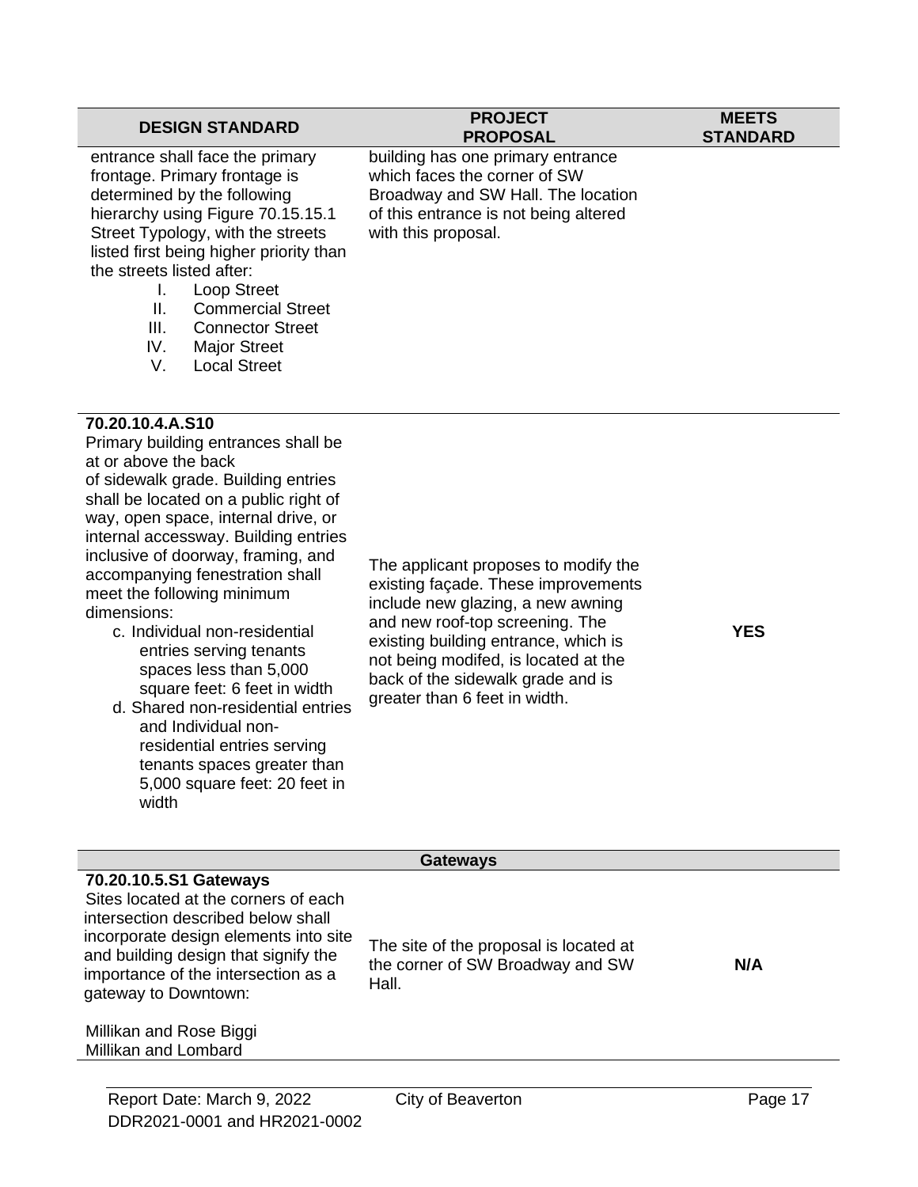| DESIGN STANDARD | PROJECT PROPOSAL | MEETS STANDARD |
|---|---|---|
| entrance shall face the primary frontage. Primary frontage is determined by the following hierarchy using Figure 70.15.15.1 Street Typology, with the streets listed first being higher priority than the streets listed after:<br>I. Loop Street<br>II. Commercial Street<br>III. Connector Street<br>IV. Major Street<br>V. Local Street | building has one primary entrance which faces the corner of SW Broadway and SW Hall. The location of this entrance is not being altered with this proposal. | |
| **70.20.10.4.A.S10**<br>Primary building entrances shall be at or above the back of sidewalk grade. Building entries shall be located on a public right of way, open space, internal drive, or internal accessway. Building entries inclusive of doorway, framing, and accompanying fenestration shall meet the following minimum dimensions:<br>c. Individual non-residential entries serving tenants spaces less than 5,000 square feet: 6 feet in width<br>d. Shared non-residential entries and Individual non-residential entries serving tenants spaces greater than 5,000 square feet: 20 feet in width | The applicant proposes to modify the existing façade. These improvements include new glazing, a new awning and new roof-top screening. The existing building entrance, which is not being modifed, is located at the back of the sidewalk grade and is greater than 6 feet in width. | **YES** |
| **Gateways** | | |
| **70.20.10.5.S1 Gateways**<br>Sites located at the corners of each intersection described below shall incorporate design elements into site and building design that signify the importance of the intersection as a gateway to Downtown:<br><br>Millikan and Rose Biggi<br>Millikan and Lombard | The site of the proposal is located at the corner of SW Broadway and SW Hall. | **N/A** |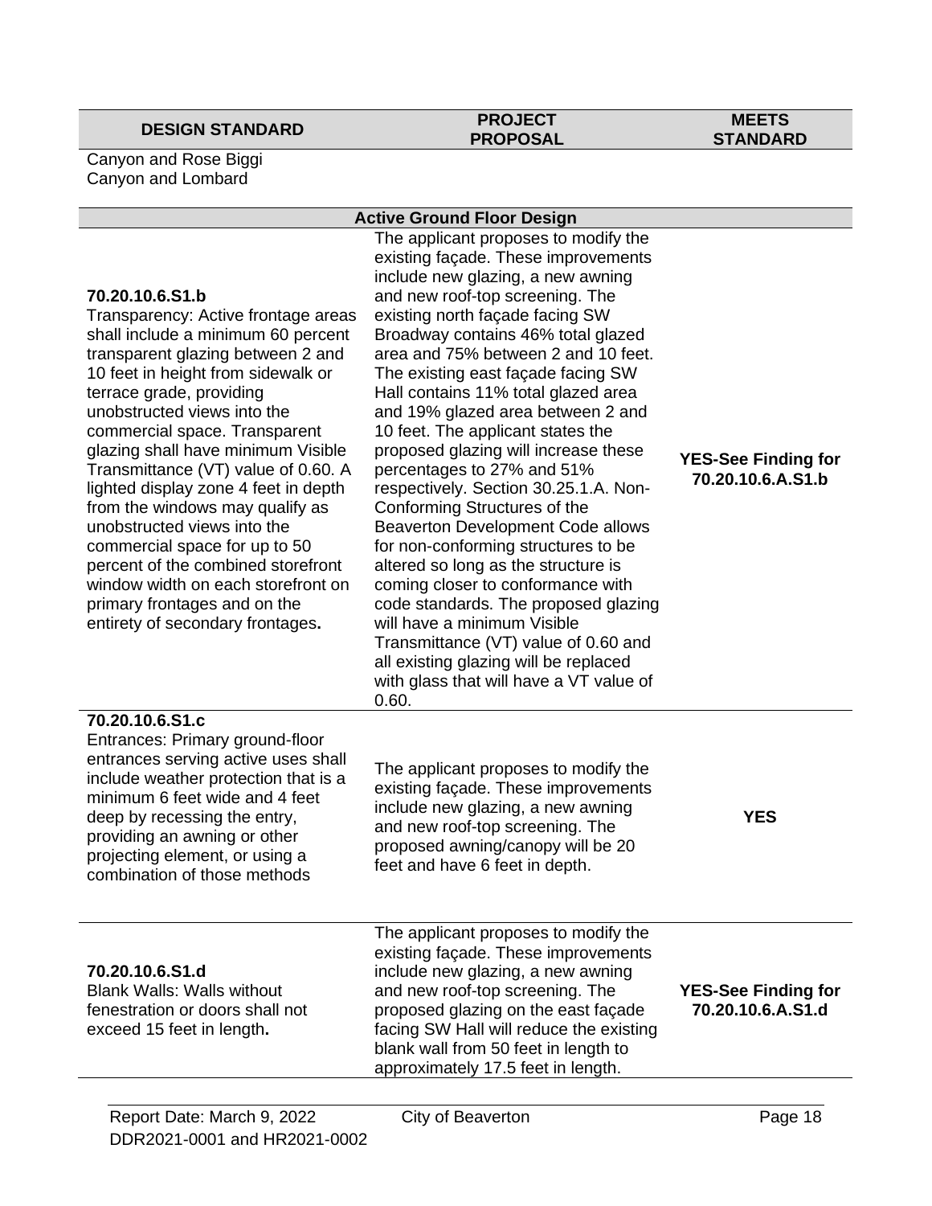| DESIGN STANDARD | PROJECT PROPOSAL | MEETS STANDARD |
|---|---|---|
| Canyon and Rose Biggi<br>Canyon and Lombard | | |
| **Active Ground Floor Design** | | |
| **70.20.10.6.S1.b**<br>Transparency: Active frontage areas shall include a minimum 60 percent transparent glazing between 2 and 10 feet in height from sidewalk or terrace grade, providing unobstructed views into the commercial space. Transparent glazing shall have minimum Visible Transmittance (VT) value of 0.60. A lighted display zone 4 feet in depth from the windows may qualify as unobstructed views into the commercial space for up to 50 percent of the combined storefront window width on each storefront on primary frontages and on the entirety of secondary frontages**.** | The applicant proposes to modify the existing façade. These improvements include new glazing, a new awning and new roof-top screening. The existing north façade facing SW Broadway contains 46% total glazed area and 75% between 2 and 10 feet. The existing east façade facing SW Hall contains 11% total glazed area and 19% glazed area between 2 and 10 feet. The applicant states the proposed glazing will increase these percentages to 27% and 51% respectively. Section 30.25.1.A. Non-Conforming Structures of the Beaverton Development Code allows for non-conforming structures to be altered so long as the structure is coming closer to conformance with code standards. The proposed glazing will have a minimum Visible Transmittance (VT) value of 0.60 and all existing glazing will be replaced with glass that will have a VT value of 0.60. | **YES-See Finding for 70.20.10.6.A.S1.b** |
| **70.20.10.6.S1.c**<br>Entrances: Primary ground-floor entrances serving active uses shall include weather protection that is a minimum 6 feet wide and 4 feet deep by recessing the entry, providing an awning or other projecting element, or using a combination of those methods | The applicant proposes to modify the existing façade. These improvements include new glazing, a new awning and new roof-top screening. The proposed awning/canopy will be 20 feet and have 6 feet in depth. | **YES** |
| **70.20.10.6.S1.d**<br>Blank Walls: Walls without fenestration or doors shall not exceed 15 feet in length**.** | The applicant proposes to modify the existing façade. These improvements include new glazing, a new awning and new roof-top screening. The proposed glazing on the east façade facing SW Hall will reduce the existing blank wall from 50 feet in length to approximately 17.5 feet in length. | **YES-See Finding for 70.20.10.6.A.S1.d** |

Report Date: March 9, 2022
DDR2021-0001 and HR2021-0002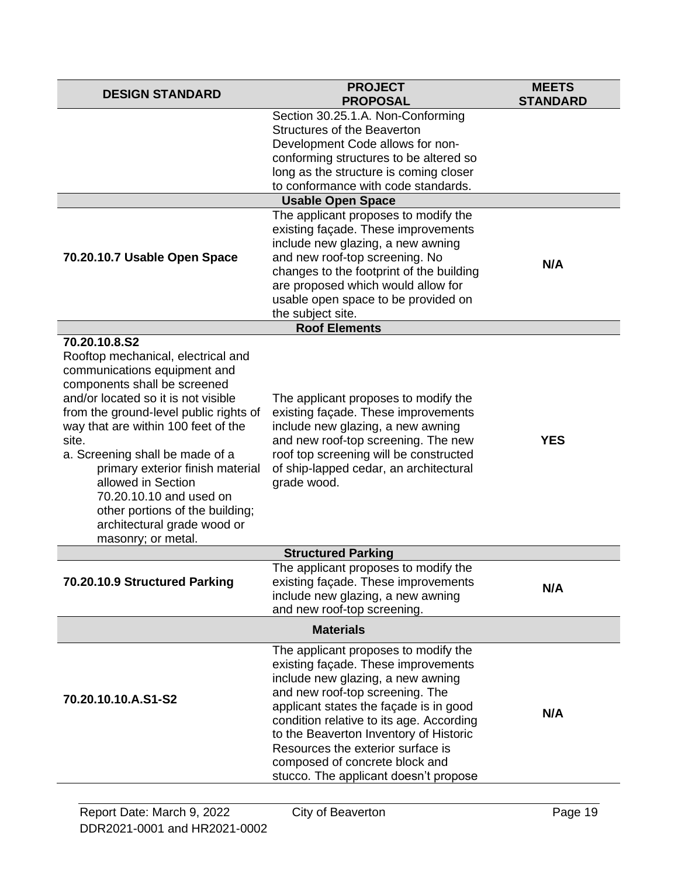| DESIGN STANDARD | PROJECT PROPOSAL | MEETS STANDARD |
|---|---|---|
| | Section 30.25.1.A. Non-Conforming Structures of the Beaverton Development Code allows for non-conforming structures to be altered so long as the structure is coming closer to conformance with code standards. | |
| **Usable Open Space** | | |
| **70.20.10.7 Usable Open Space** | The applicant proposes to modify the existing façade. These improvements include new glazing, a new awning and new roof-top screening. No changes to the footprint of the building are proposed which would allow for usable open space to be provided on the subject site. | **N/A** |
| **Roof Elements** | | |
| **70.20.10.8.S2**<br>Rooftop mechanical, electrical and communications equipment and components shall be screened and/or located so it is not visible from the ground-level public rights of way that are within 100 feet of the site.<br>a. Screening shall be made of a primary exterior finish material allowed in Section 70.20.10.10 and used on other portions of the building; architectural grade wood or masonry; or metal. | The applicant proposes to modify the existing façade. These improvements include new glazing, a new awning and new roof-top screening. The new roof top screening will be constructed of ship-lapped cedar, an architectural grade wood. | **YES** |
| **Structured Parking** | | |
| **70.20.10.9 Structured Parking** | The applicant proposes to modify the existing façade. These improvements include new glazing, a new awning and new roof-top screening. | **N/A** |
| **Materials** | | |
| **70.20.10.10.A.S1-S2** | The applicant proposes to modify the existing façade. These improvements include new glazing, a new awning and new roof-top screening. The applicant states the façade is in good condition relative to its age. According to the Beaverton Inventory of Historic Resources the exterior surface is composed of concrete block and stucco. The applicant doesn't propose | **N/A** |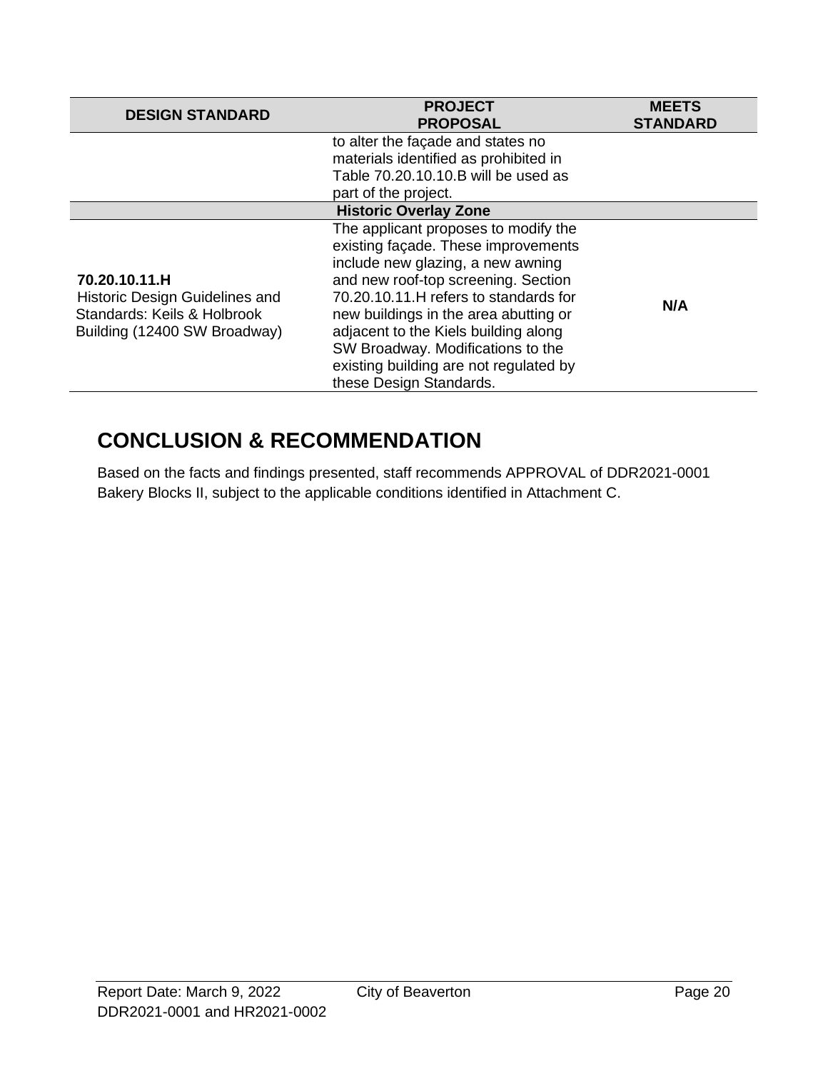| DESIGN STANDARD | PROJECT PROPOSAL | MEETS STANDARD |
|---|---|---|
| | to alter the façade and states no materials identified as prohibited in Table 70.20.10.10.B will be used as part of the project. | |
| **Historic Overlay Zone** | | |
| **70.20.10.11.H** Historic Design Guidelines and Standards: Keils & Holbrook Building (12400 SW Broadway) | The applicant proposes to modify the existing façade. These improvements include new glazing, a new awning and new roof-top screening. Section 70.20.10.11.H refers to standards for new buildings in the area abutting or adjacent to the Kiels building along SW Broadway. Modifications to the existing building are not regulated by these Design Standards. | **N/A** |

## CONCLUSION & RECOMMENDATION

Based on the facts and findings presented, staff recommends APPROVAL of DDR2021-0001 Bakery Blocks II, subject to the applicable conditions identified in Attachment C.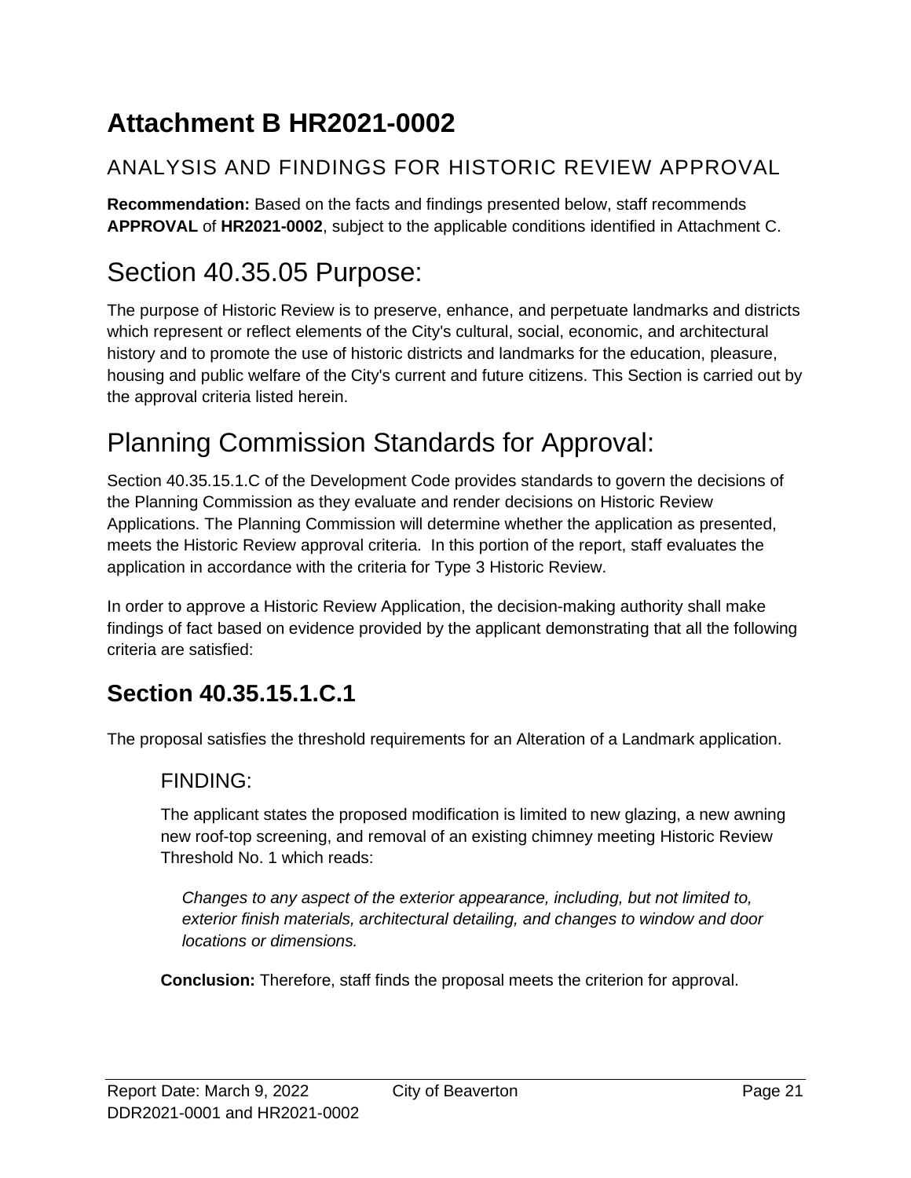# Attachment B HR2021-0002

## ANALYSIS AND FINDINGS FOR HISTORIC REVIEW APPROVAL

**Recommendation:** Based on the facts and findings presented below, staff recommends **APPROVAL** of **HR2021-0002**, subject to the applicable conditions identified in Attachment C.

# Section 40.35.05 Purpose:

The purpose of Historic Review is to preserve, enhance, and perpetuate landmarks and districts which represent or reflect elements of the City's cultural, social, economic, and architectural history and to promote the use of historic districts and landmarks for the education, pleasure, housing and public welfare of the City's current and future citizens. This Section is carried out by the approval criteria listed herein.

# Planning Commission Standards for Approval:

Section 40.35.15.1.C of the Development Code provides standards to govern the decisions of the Planning Commission as they evaluate and render decisions on Historic Review Applications. The Planning Commission will determine whether the application as presented, meets the Historic Review approval criteria. In this portion of the report, staff evaluates the application in accordance with the criteria for Type 3 Historic Review.

In order to approve a Historic Review Application, the decision-making authority shall make findings of fact based on evidence provided by the applicant demonstrating that all the following criteria are satisfied:

## Section 40.35.15.1.C.1

The proposal satisfies the threshold requirements for an Alteration of a Landmark application.

### FINDING:

The applicant states the proposed modification is limited to new glazing, a new awning new roof-top screening, and removal of an existing chimney meeting Historic Review Threshold No. 1 which reads:

> *Changes to any aspect of the exterior appearance, including, but not limited to, exterior finish materials, architectural detailing, and changes to window and door locations or dimensions.*

**Conclusion:** Therefore, staff finds the proposal meets the criterion for approval.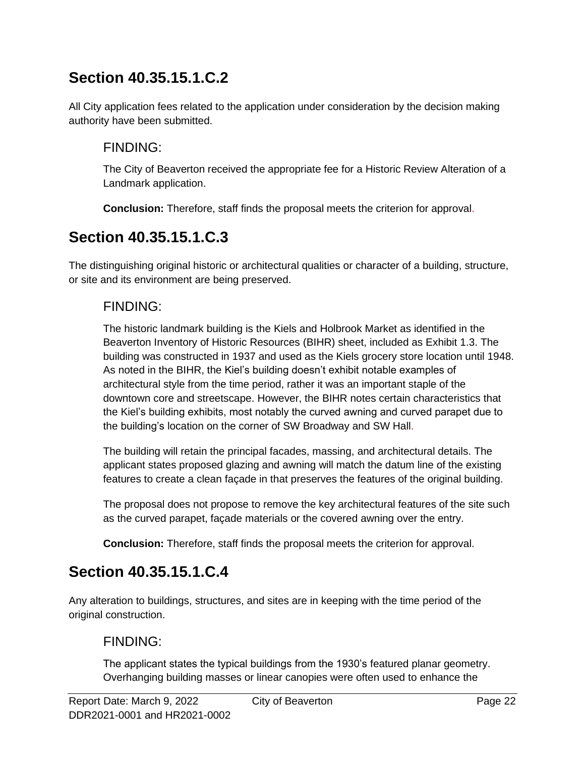## Section 40.35.15.1.C.2

All City application fees related to the application under consideration by the decision making authority have been submitted.

### FINDING:

The City of Beaverton received the appropriate fee for a Historic Review Alteration of a Landmark application.

**Conclusion:** Therefore, staff finds the proposal meets the criterion for approval.

## Section 40.35.15.1.C.3

The distinguishing original historic or architectural qualities or character of a building, structure, or site and its environment are being preserved.

### FINDING:

The historic landmark building is the Kiels and Holbrook Market as identified in the Beaverton Inventory of Historic Resources (BIHR) sheet, included as Exhibit 1.3. The building was constructed in 1937 and used as the Kiels grocery store location until 1948. As noted in the BIHR, the Kiel's building doesn't exhibit notable examples of architectural style from the time period, rather it was an important staple of the downtown core and streetscape. However, the BIHR notes certain characteristics that the Kiel's building exhibits, most notably the curved awning and curved parapet due to the building's location on the corner of SW Broadway and SW Hall.

The building will retain the principal facades, massing, and architectural details. The applicant states proposed glazing and awning will match the datum line of the existing features to create a clean façade in that preserves the features of the original building.

The proposal does not propose to remove the key architectural features of the site such as the curved parapet, façade materials or the covered awning over the entry.

**Conclusion:** Therefore, staff finds the proposal meets the criterion for approval.

## Section 40.35.15.1.C.4

Any alteration to buildings, structures, and sites are in keeping with the time period of the original construction.

### FINDING:

The applicant states the typical buildings from the 1930's featured planar geometry. Overhanging building masses or linear canopies were often used to enhance the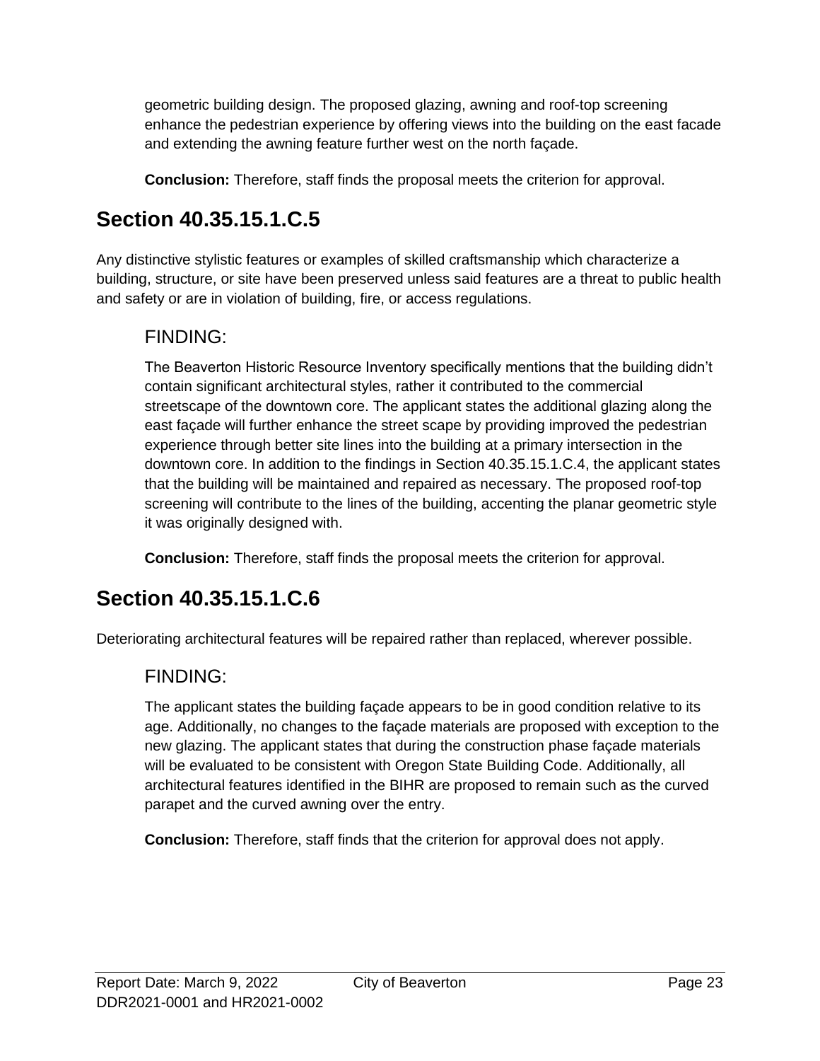geometric building design. The proposed glazing, awning and roof-top screening enhance the pedestrian experience by offering views into the building on the east facade and extending the awning feature further west on the north façade.

**Conclusion:** Therefore, staff finds the proposal meets the criterion for approval.

## Section 40.35.15.1.C.5

Any distinctive stylistic features or examples of skilled craftsmanship which characterize a building, structure, or site have been preserved unless said features are a threat to public health and safety or are in violation of building, fire, or access regulations.

### FINDING:

The Beaverton Historic Resource Inventory specifically mentions that the building didn't contain significant architectural styles, rather it contributed to the commercial streetscape of the downtown core. The applicant states the additional glazing along the east façade will further enhance the street scape by providing improved the pedestrian experience through better site lines into the building at a primary intersection in the downtown core. In addition to the findings in Section 40.35.15.1.C.4, the applicant states that the building will be maintained and repaired as necessary. The proposed roof-top screening will contribute to the lines of the building, accenting the planar geometric style it was originally designed with.

**Conclusion:** Therefore, staff finds the proposal meets the criterion for approval.

## Section 40.35.15.1.C.6

Deteriorating architectural features will be repaired rather than replaced, wherever possible.

### FINDING:

The applicant states the building façade appears to be in good condition relative to its age. Additionally, no changes to the façade materials are proposed with exception to the new glazing. The applicant states that during the construction phase façade materials will be evaluated to be consistent with Oregon State Building Code. Additionally, all architectural features identified in the BIHR are proposed to remain such as the curved parapet and the curved awning over the entry.

**Conclusion:** Therefore, staff finds that the criterion for approval does not apply.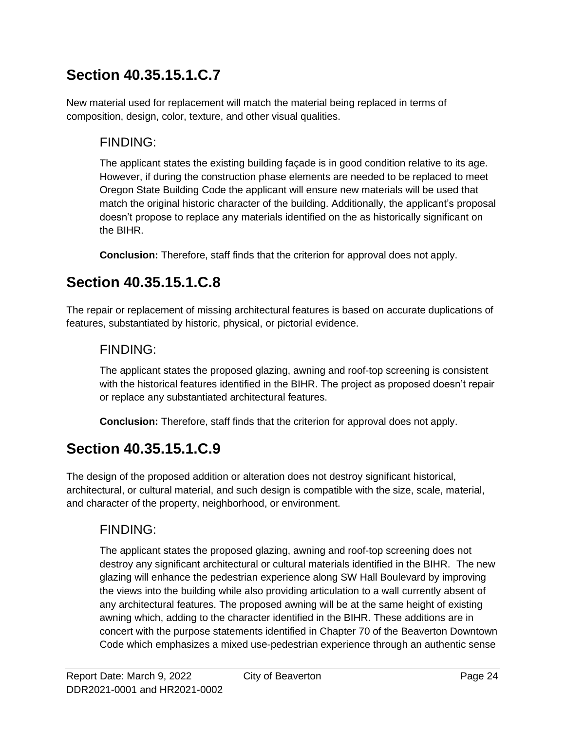## Section 40.35.15.1.C.7

New material used for replacement will match the material being replaced in terms of composition, design, color, texture, and other visual qualities.

### FINDING:

The applicant states the existing building façade is in good condition relative to its age. However, if during the construction phase elements are needed to be replaced to meet Oregon State Building Code the applicant will ensure new materials will be used that match the original historic character of the building. Additionally, the applicant's proposal doesn't propose to replace any materials identified on the as historically significant on the BIHR.

**Conclusion:** Therefore, staff finds that the criterion for approval does not apply.

## Section 40.35.15.1.C.8

The repair or replacement of missing architectural features is based on accurate duplications of features, substantiated by historic, physical, or pictorial evidence.

### FINDING:

The applicant states the proposed glazing, awning and roof-top screening is consistent with the historical features identified in the BIHR. The project as proposed doesn't repair or replace any substantiated architectural features.

**Conclusion:** Therefore, staff finds that the criterion for approval does not apply.

## Section 40.35.15.1.C.9

The design of the proposed addition or alteration does not destroy significant historical, architectural, or cultural material, and such design is compatible with the size, scale, material, and character of the property, neighborhood, or environment.

### FINDING:

The applicant states the proposed glazing, awning and roof-top screening does not destroy any significant architectural or cultural materials identified in the BIHR. The new glazing will enhance the pedestrian experience along SW Hall Boulevard by improving the views into the building while also providing articulation to a wall currently absent of any architectural features. The proposed awning will be at the same height of existing awning which, adding to the character identified in the BIHR. These additions are in concert with the purpose statements identified in Chapter 70 of the Beaverton Downtown Code which emphasizes a mixed use-pedestrian experience through an authentic sense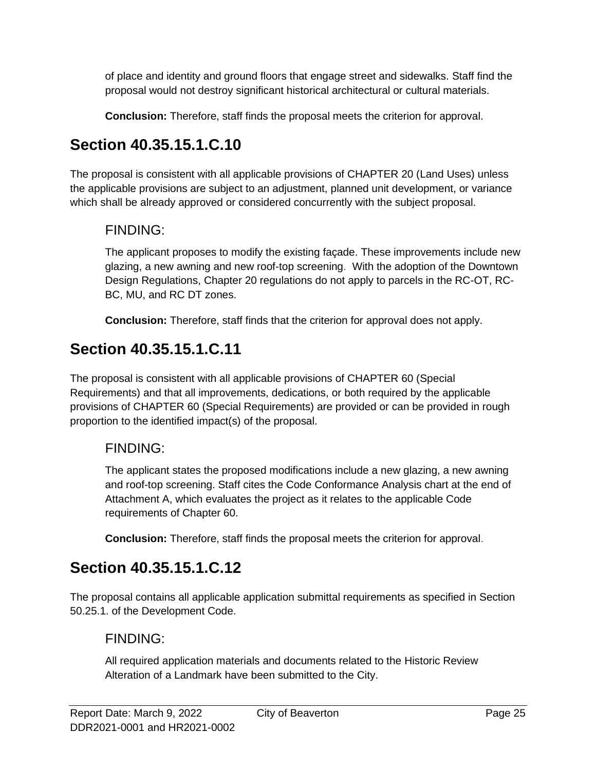of place and identity and ground floors that engage street and sidewalks. Staff find the proposal would not destroy significant historical architectural or cultural materials.

**Conclusion:** Therefore, staff finds the proposal meets the criterion for approval.

## Section 40.35.15.1.C.10

The proposal is consistent with all applicable provisions of CHAPTER 20 (Land Uses) unless the applicable provisions are subject to an adjustment, planned unit development, or variance which shall be already approved or considered concurrently with the subject proposal.

### FINDING:

The applicant proposes to modify the existing façade. These improvements include new glazing, a new awning and new roof-top screening. With the adoption of the Downtown Design Regulations, Chapter 20 regulations do not apply to parcels in the RC-OT, RC-BC, MU, and RC DT zones.

**Conclusion:** Therefore, staff finds that the criterion for approval does not apply.

## Section 40.35.15.1.C.11

The proposal is consistent with all applicable provisions of CHAPTER 60 (Special Requirements) and that all improvements, dedications, or both required by the applicable provisions of CHAPTER 60 (Special Requirements) are provided or can be provided in rough proportion to the identified impact(s) of the proposal.

### FINDING:

The applicant states the proposed modifications include a new glazing, a new awning and roof-top screening. Staff cites the Code Conformance Analysis chart at the end of Attachment A, which evaluates the project as it relates to the applicable Code requirements of Chapter 60.

**Conclusion:** Therefore, staff finds the proposal meets the criterion for approval.

## Section 40.35.15.1.C.12

The proposal contains all applicable application submittal requirements as specified in Section 50.25.1. of the Development Code.

### FINDING:

All required application materials and documents related to the Historic Review Alteration of a Landmark have been submitted to the City.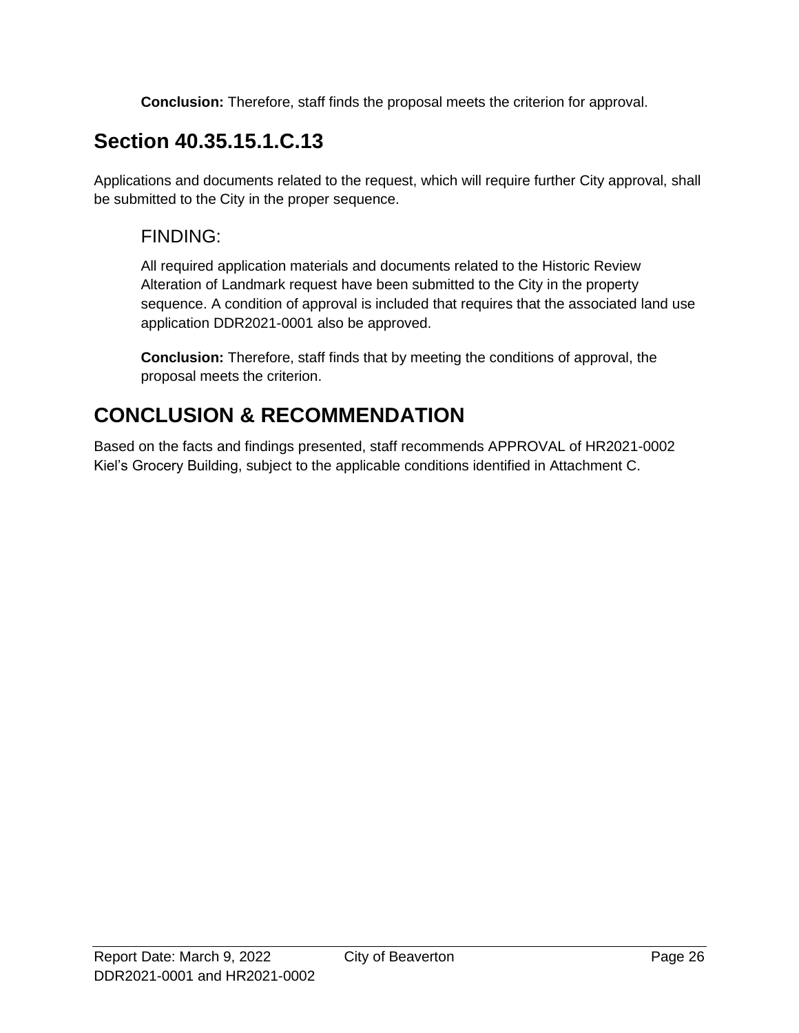**Conclusion:** Therefore, staff finds the proposal meets the criterion for approval.

## Section 40.35.15.1.C.13

Applications and documents related to the request, which will require further City approval, shall be submitted to the City in the proper sequence.

### FINDING:

All required application materials and documents related to the Historic Review Alteration of Landmark request have been submitted to the City in the property sequence. A condition of approval is included that requires that the associated land use application DDR2021-0001 also be approved.

**Conclusion:** Therefore, staff finds that by meeting the conditions of approval, the proposal meets the criterion.

## CONCLUSION & RECOMMENDATION

Based on the facts and findings presented, staff recommends APPROVAL of HR2021-0002 Kiel's Grocery Building, subject to the applicable conditions identified in Attachment C.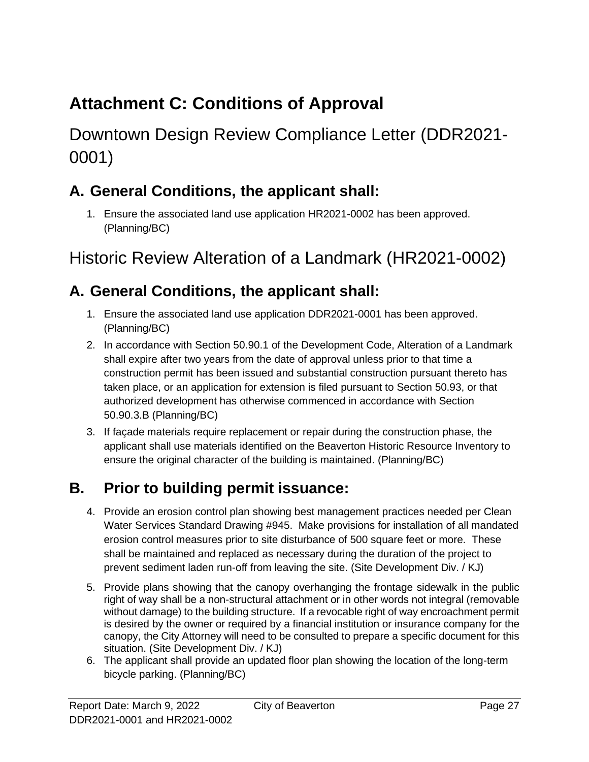# Attachment C: Conditions of Approval

## Downtown Design Review Compliance Letter (DDR2021-0001)

### A. General Conditions, the applicant shall:

1. Ensure the associated land use application HR2021-0002 has been approved. (Planning/BC)

## Historic Review Alteration of a Landmark (HR2021-0002)

### A. General Conditions, the applicant shall:

1. Ensure the associated land use application DDR2021-0001 has been approved. (Planning/BC)
2. In accordance with Section 50.90.1 of the Development Code, Alteration of a Landmark shall expire after two years from the date of approval unless prior to that time a construction permit has been issued and substantial construction pursuant thereto has taken place, or an application for extension is filed pursuant to Section 50.93, or that authorized development has otherwise commenced in accordance with Section 50.90.3.B (Planning/BC)
3. If façade materials require replacement or repair during the construction phase, the applicant shall use materials identified on the Beaverton Historic Resource Inventory to ensure the original character of the building is maintained. (Planning/BC)

### B. Prior to building permit issuance:

4. Provide an erosion control plan showing best management practices needed per Clean Water Services Standard Drawing #945. Make provisions for installation of all mandated erosion control measures prior to site disturbance of 500 square feet or more. These shall be maintained and replaced as necessary during the duration of the project to prevent sediment laden run-off from leaving the site. (Site Development Div. / KJ)
5. Provide plans showing that the canopy overhanging the frontage sidewalk in the public right of way shall be a non-structural attachment or in other words not integral (removable without damage) to the building structure. If a revocable right of way encroachment permit is desired by the owner or required by a financial institution or insurance company for the canopy, the City Attorney will need to be consulted to prepare a specific document for this situation. (Site Development Div. / KJ)
6. The applicant shall provide an updated floor plan showing the location of the long-term bicycle parking. (Planning/BC)